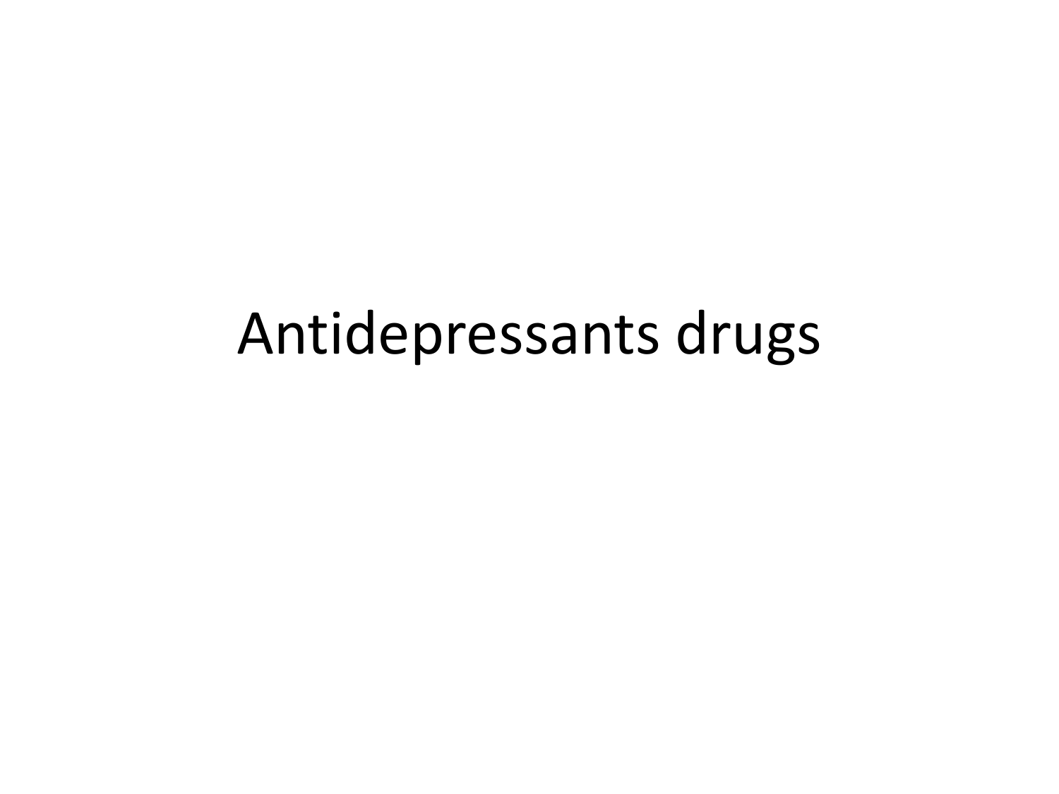# Antidepressants drugs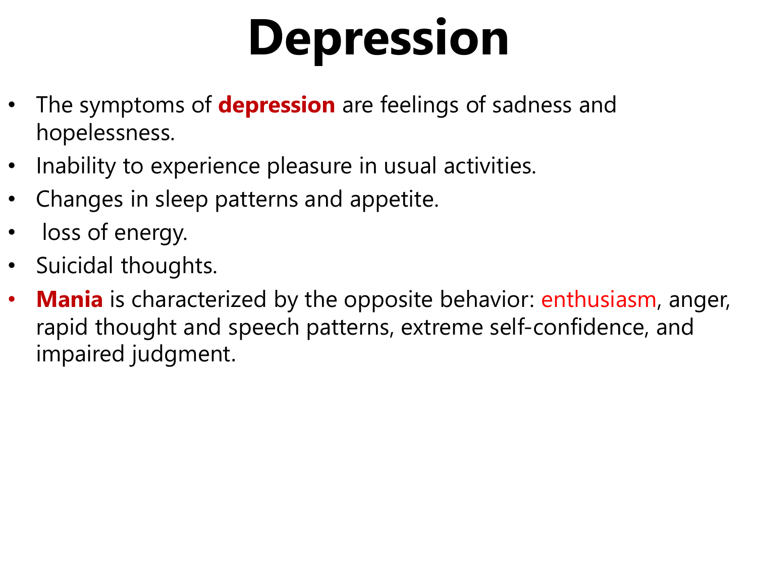# Depression

- The symptoms of **depression** are feelings of sadness and hopelessness.
- Inability to experience pleasure in usual activities.
- Changes in sleep patterns and appetite.
- loss of energy.
- Suicidal thoughts.
- **Mania** is characterized by the opposite behavior: enthusiasm, anger, rapid thought and speech patterns, extreme self-confidence, and impaired judgment.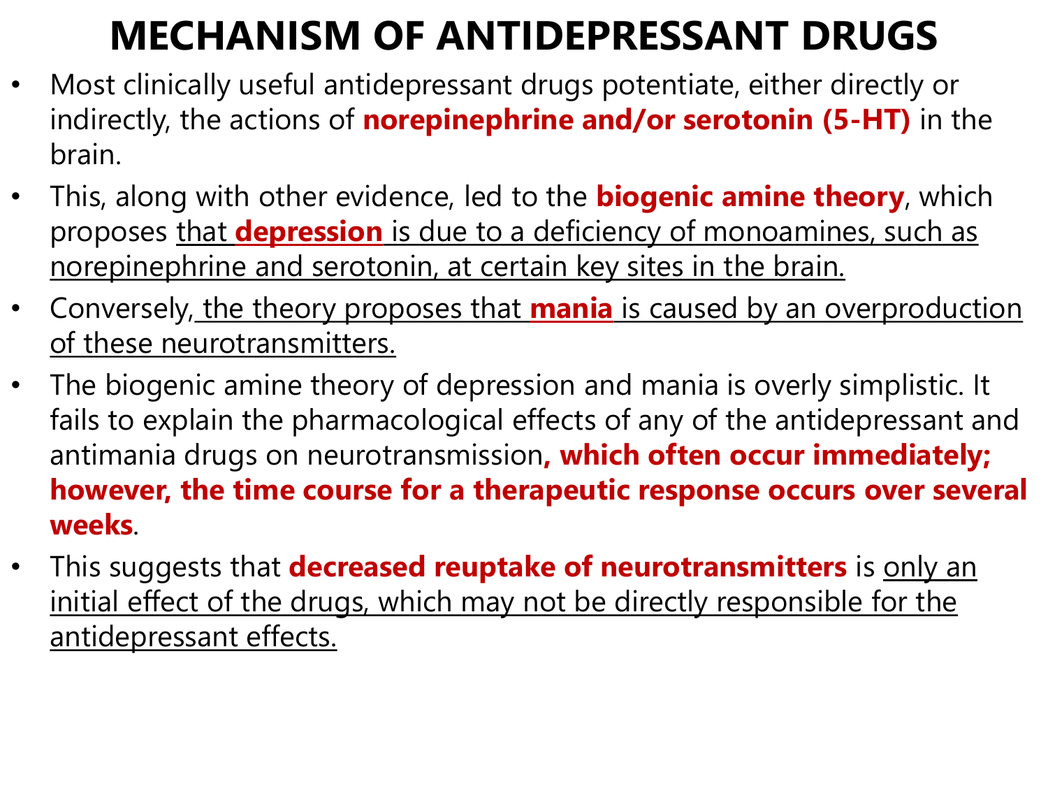# MECHANISM OF ANTIDEPRESSANT DRUGS

- Most clinically useful antidepressant drugs potentiate, either directly or indirectly, the actions of **norepinephrine and/or serotonin (5-HT)** in the brain.
- This, along with other evidence, led to the **biogenic amine theory**, which proposes that **depression** is due to a deficiency of monoamines, such as norepinephrine and serotonin, at certain key sites in the brain.
- Conversely, the theory proposes that **mania** is caused by an overproduction of these neurotransmitters.
- The biogenic amine theory of depression and mania is overly simplistic. It fails to explain the pharmacological effects of any of the antidepressant and antimania drugs on neurotransmission**, which often occur immediately; however, the time course for a therapeutic response occurs over several weeks**.
- This suggests that **decreased reuptake of neurotransmitters** is only an initial effect of the drugs, which may not be directly responsible for the antidepressant effects.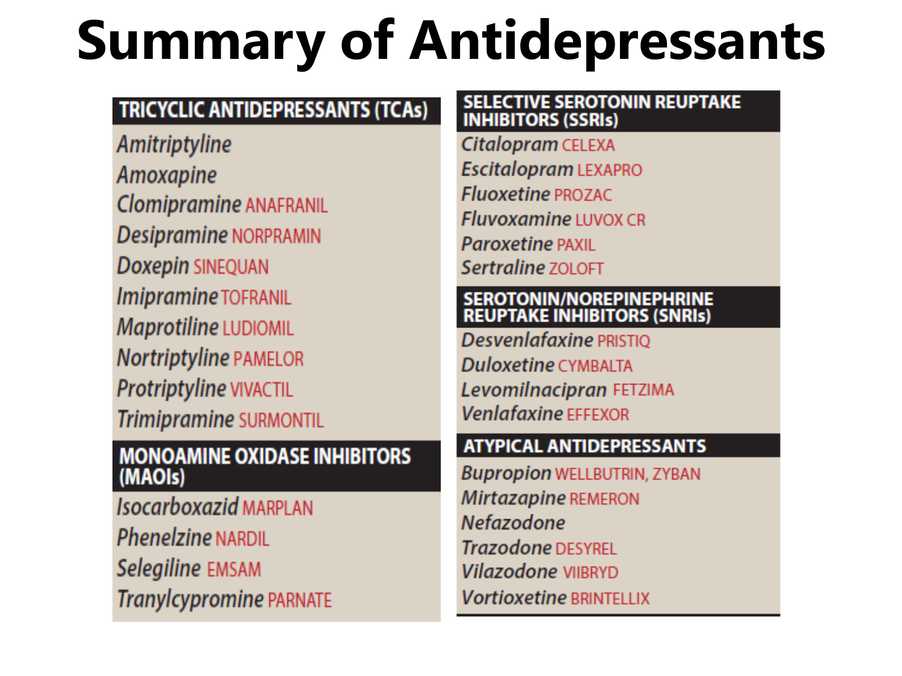# Summary of Antidepressants

## TRICYCLIC ANTIDEPRESSANTS (TCAs)

- *Amitriptyline*
- *Amoxapine*
- *Clomipramine* ANAFRANIL
- *Desipramine* NORPRAMIN
- *Doxepin* SINEQUAN
- *Imipramine* TOFRANIL
- *Maprotiline* LUDIOMIL
- *Nortriptyline* PAMELOR
- *Protriptyline* VIVACTIL
- *Trimipramine* SURMONTIL

## MONOAMINE OXIDASE INHIBITORS (MAOIs)

- *Isocarboxazid* MARPLAN
- *Phenelzine* NARDIL
- *Selegiline* EMSAM
- *Tranylcypromine* PARNATE

## SELECTIVE SEROTONIN REUPTAKE INHIBITORS (SSRIs)

- *Citalopram* CELEXA
- *Escitalopram* LEXAPRO
- *Fluoxetine* PROZAC
- *Fluvoxamine* LUVOX CR
- *Paroxetine* PAXIL
- *Sertraline* ZOLOFT

## SEROTONIN/NOREPINEPHRINE REUPTAKE INHIBITORS (SNRIs)

- *Desvenlafaxine* PRISTIQ
- *Duloxetine* CYMBALTA
- *Levomilnacipran* FETZIMA
- *Venlafaxine* EFFEXOR

## ATYPICAL ANTIDEPRESSANTS

- *Bupropion* WELLBUTRIN, ZYBAN
- *Mirtazapine* REMERON
- *Nefazodone*
- *Trazodone* DESYREL
- *Vilazodone* VIIBRYD
- *Vortioxetine* BRINTELLIX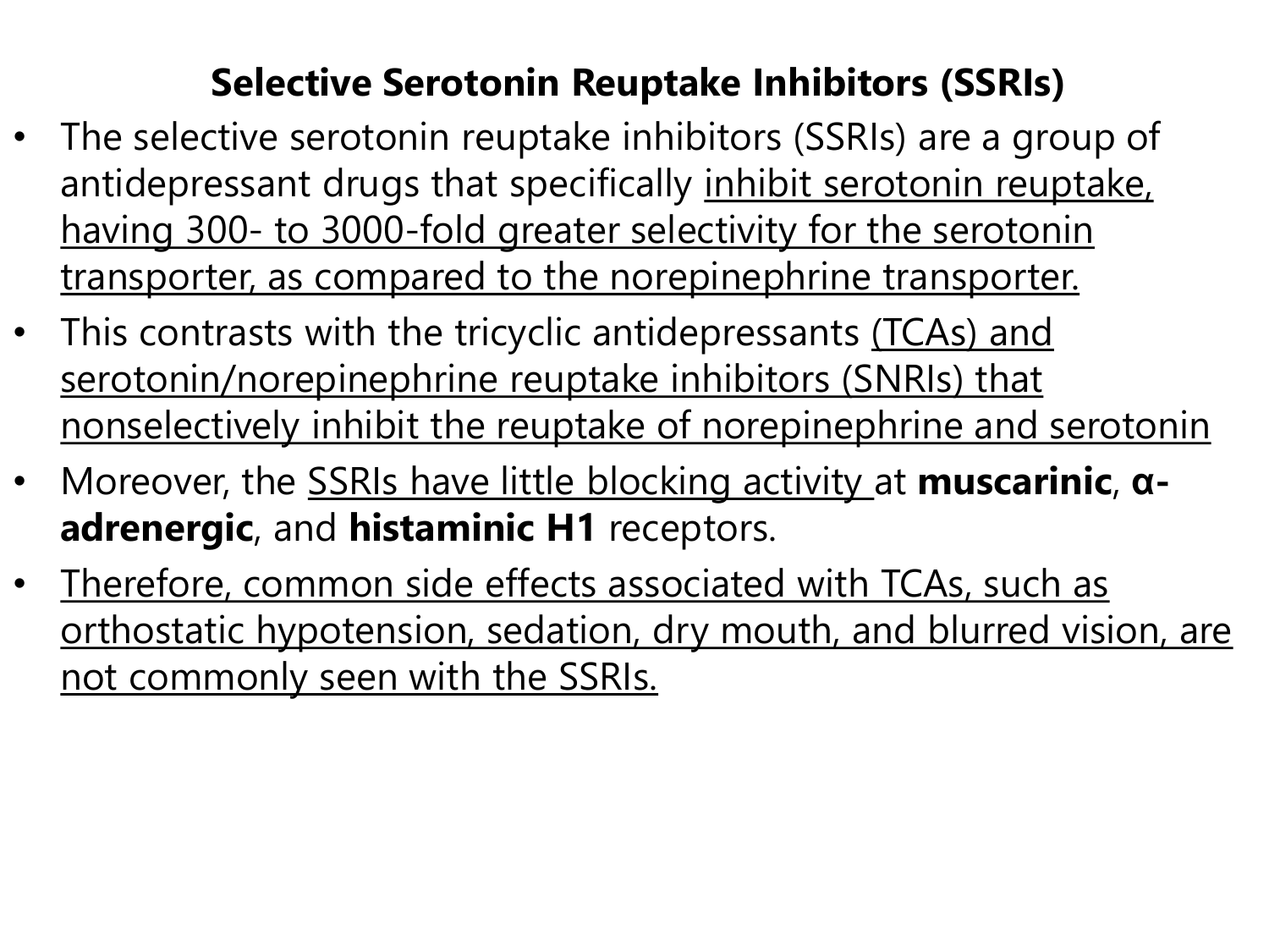## Selective Serotonin Reuptake Inhibitors (SSRIs)

- The selective serotonin reuptake inhibitors (SSRIs) are a group of antidepressant drugs that specifically <u>inhibit serotonin reuptake, having 300- to 3000-fold greater selectivity for the serotonin transporter, as compared to the norepinephrine transporter.</u>
- This contrasts with the tricyclic antidepressants <u>(TCAs) and serotonin/norepinephrine reuptake inhibitors (SNRIs) that nonselectively inhibit the reuptake of norepinephrine and serotonin</u>
- Moreover, the <u>SSRIs have little blocking activity</u> at **muscarinic**, **α-adrenergic**, and **histaminic H1** receptors.
- <u>Therefore, common side effects associated with TCAs, such as orthostatic hypotension, sedation, dry mouth, and blurred vision, are not commonly seen with the SSRIs.</u>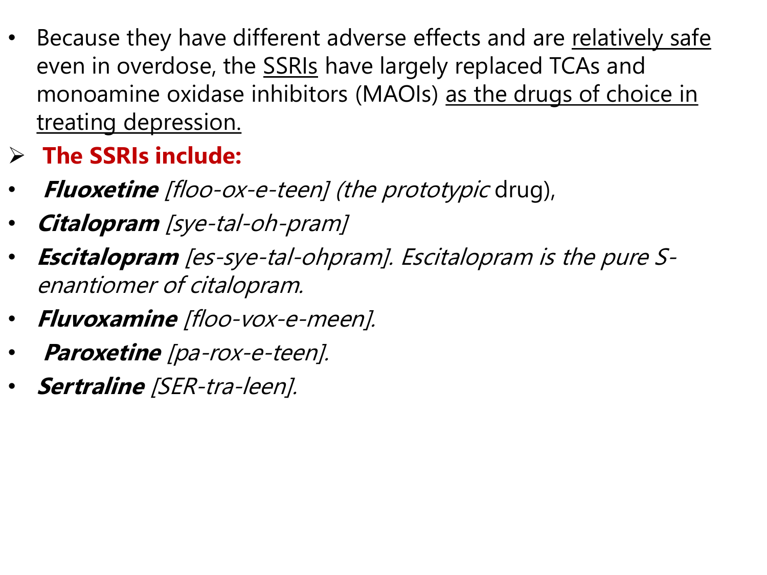- Because they have different adverse effects and are <u>relatively safe</u> even in overdose, the <u>SSRIs</u> have largely replaced TCAs and monoamine oxidase inhibitors (MAOIs) <u>as the drugs of choice in treating depression.</u>

➢ **The SSRIs include:**

- ***Fluoxetine*** *[floo-ox-e-teen] (the prototypic* drug),
- ***Citalopram*** *[sye-tal-oh-pram]*
- ***Escitalopram*** *[es-sye-tal-ohpram]. Escitalopram is the pure S-enantiomer of citalopram.*
- ***Fluvoxamine*** *[floo-vox-e-meen].*
- ***Paroxetine*** *[pa-rox-e-teen].*
- ***Sertraline*** *[SER-tra-leen].*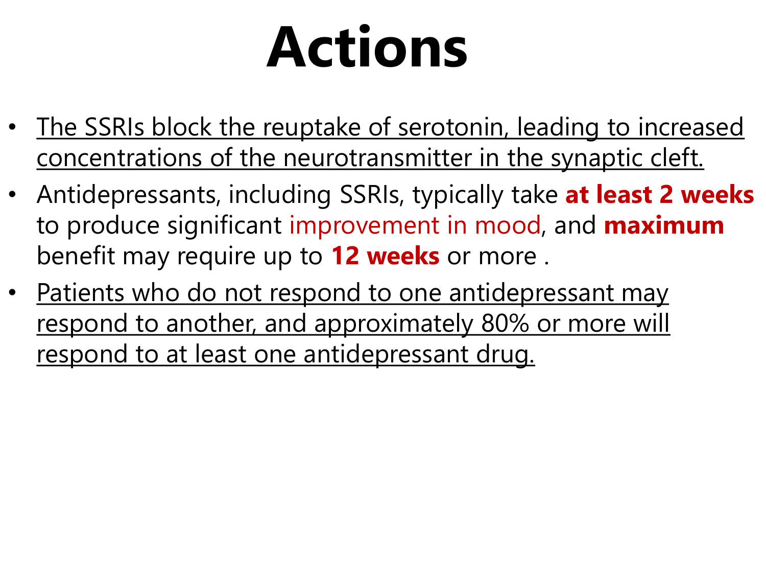# Actions

- The SSRIs block the reuptake of serotonin, leading to increased concentrations of the neurotransmitter in the synaptic cleft.
- Antidepressants, including SSRIs, typically take **at least 2 weeks** to produce significant improvement in mood, and **maximum** benefit may require up to **12 weeks** or more .
- Patients who do not respond to one antidepressant may respond to another, and approximately 80% or more will respond to at least one antidepressant drug.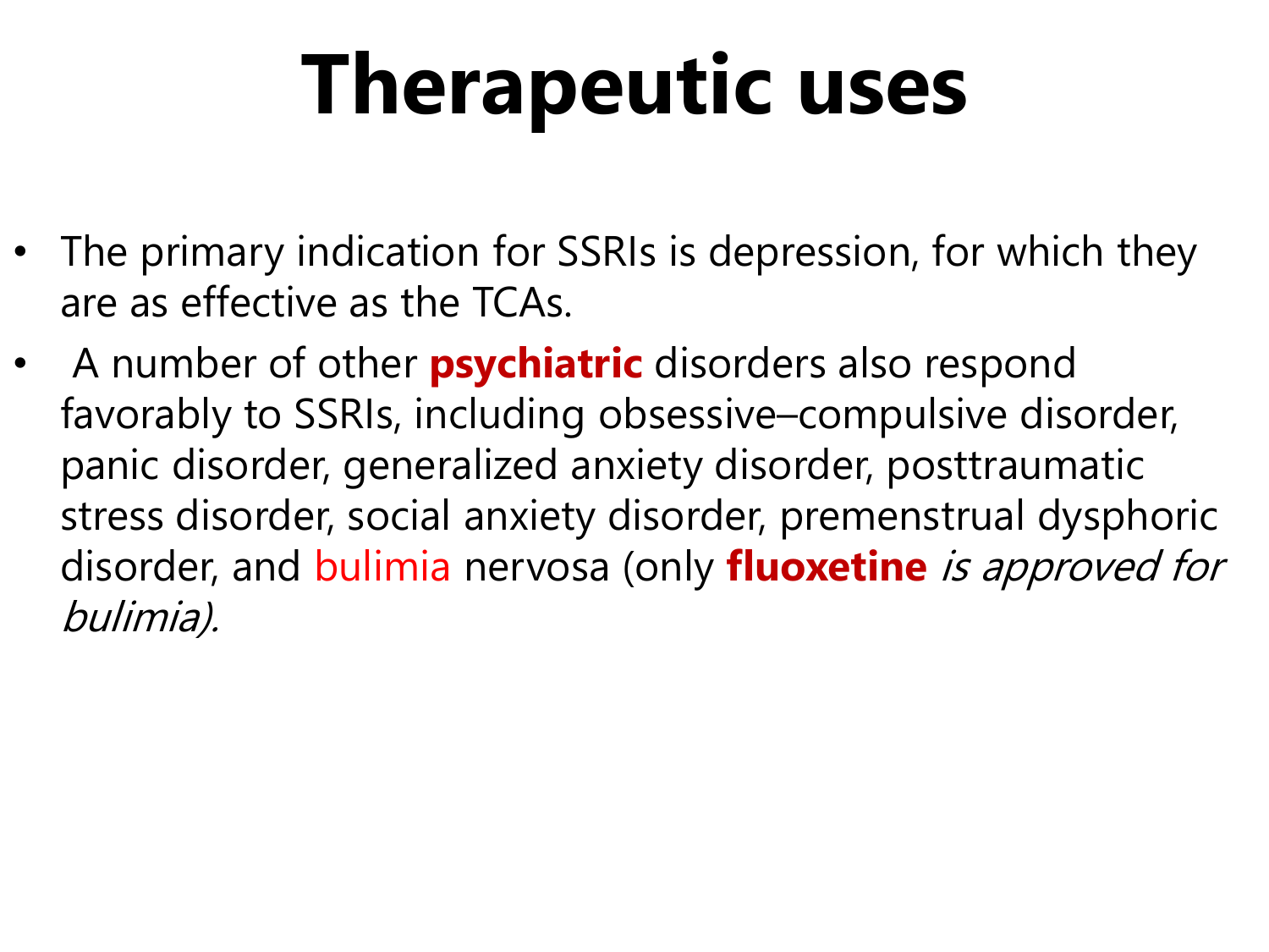# Therapeutic uses

- The primary indication for SSRIs is depression, for which they are as effective as the TCAs.
- A number of other **psychiatric** disorders also respond favorably to SSRIs, including obsessive–compulsive disorder, panic disorder, generalized anxiety disorder, posttraumatic stress disorder, social anxiety disorder, premenstrual dysphoric disorder, and bulimia nervosa (only **fluoxetine** *is approved for bulimia).*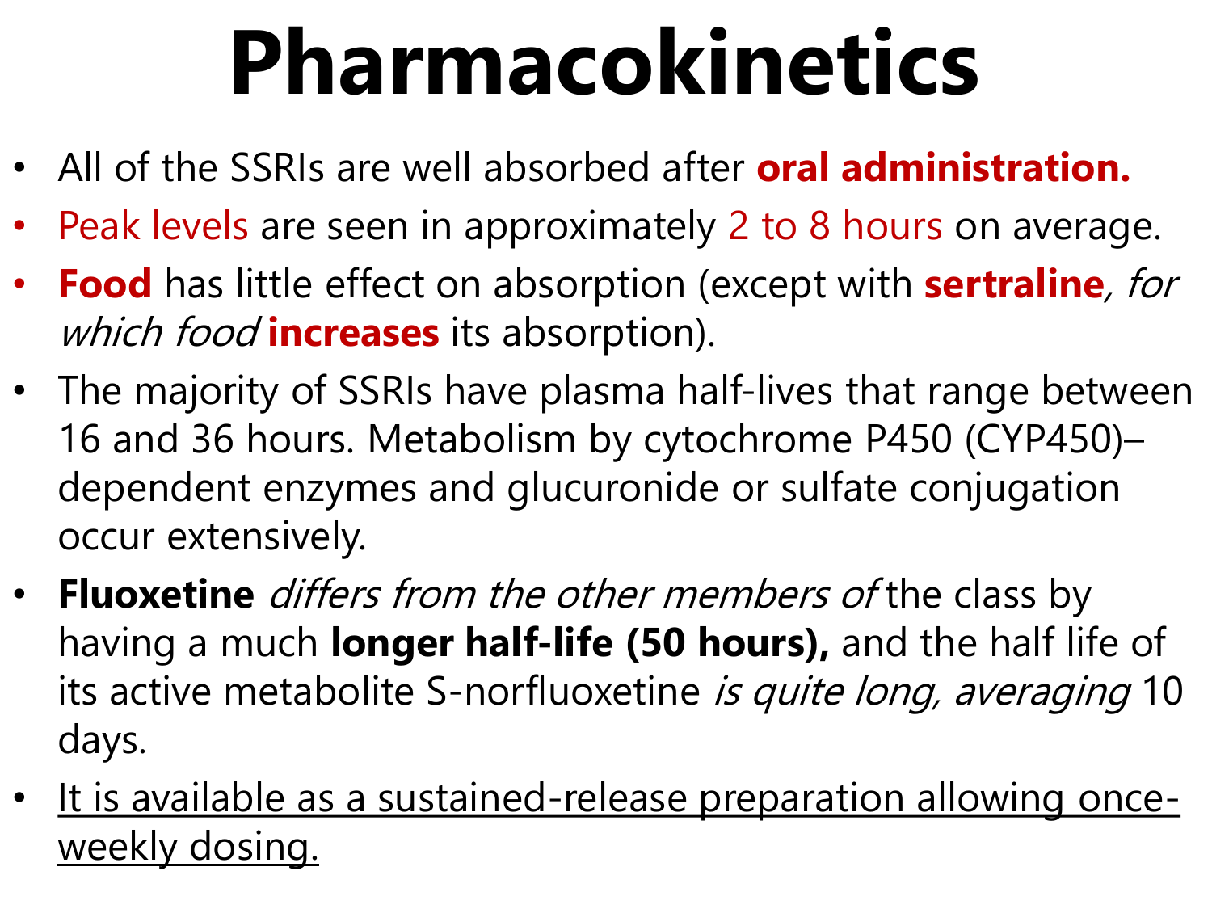# Pharmacokinetics

- All of the SSRIs are well absorbed after **oral administration.**
- Peak levels are seen in approximately 2 to 8 hours on average.
- **Food** has little effect on absorption (except with **sertraline***, for which food* **increases** its absorption).
- The majority of SSRIs have plasma half-lives that range between 16 and 36 hours. Metabolism by cytochrome P450 (CYP450)–dependent enzymes and glucuronide or sulfate conjugation occur extensively.
- **Fluoxetine** *differs from the other members of* the class by having a much **longer half-life (50 hours),** and the half life of its active metabolite S-norfluoxetine *is quite long, averaging* 10 days.
- <u>It is available as a sustained-release preparation allowing once-weekly dosing.</u>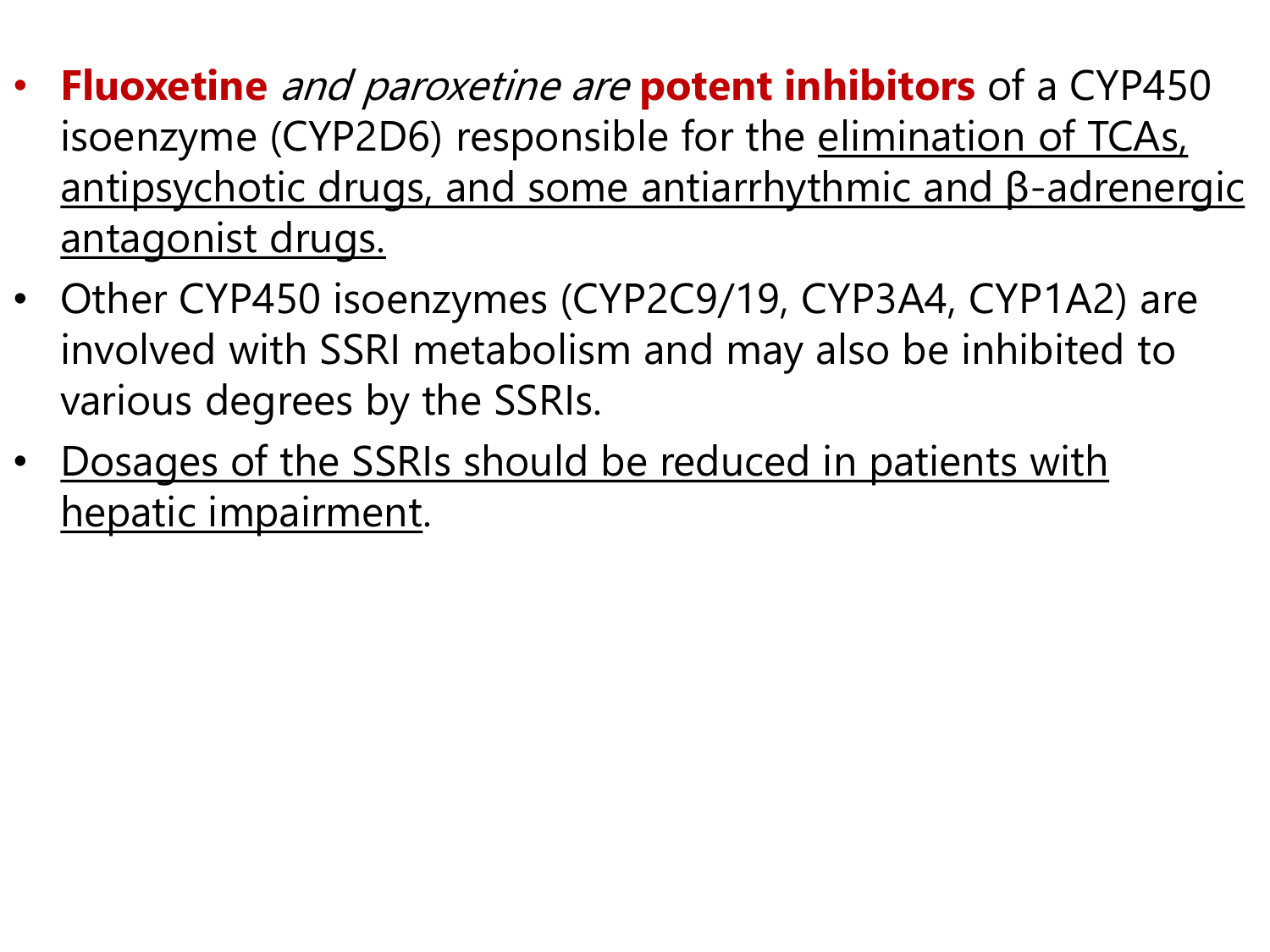- **Fluoxetine** *and paroxetine are* **potent inhibitors** of a CYP450 isoenzyme (CYP2D6) responsible for the elimination of TCAs, antipsychotic drugs, and some antiarrhythmic and β-adrenergic antagonist drugs.
- Other CYP450 isoenzymes (CYP2C9/19, CYP3A4, CYP1A2) are involved with SSRI metabolism and may also be inhibited to various degrees by the SSRIs.
- Dosages of the SSRIs should be reduced in patients with hepatic impairment.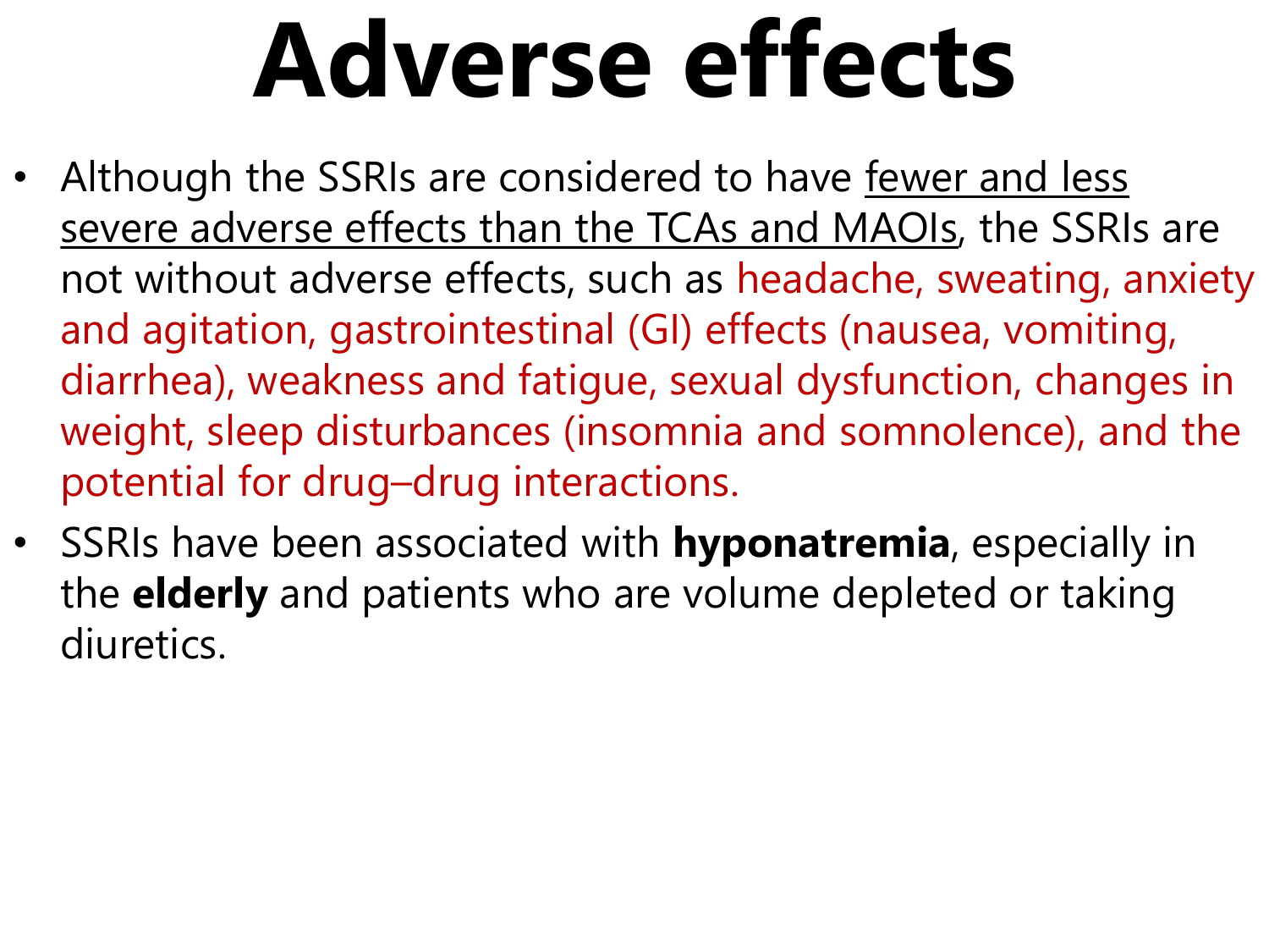# Adverse effects

- Although the SSRIs are considered to have fewer and less severe adverse effects than the TCAs and MAOIs, the SSRIs are not without adverse effects, such as headache, sweating, anxiety and agitation, gastrointestinal (GI) effects (nausea, vomiting, diarrhea), weakness and fatigue, sexual dysfunction, changes in weight, sleep disturbances (insomnia and somnolence), and the potential for drug–drug interactions.
- SSRIs have been associated with **hyponatremia**, especially in the **elderly** and patients who are volume depleted or taking diuretics.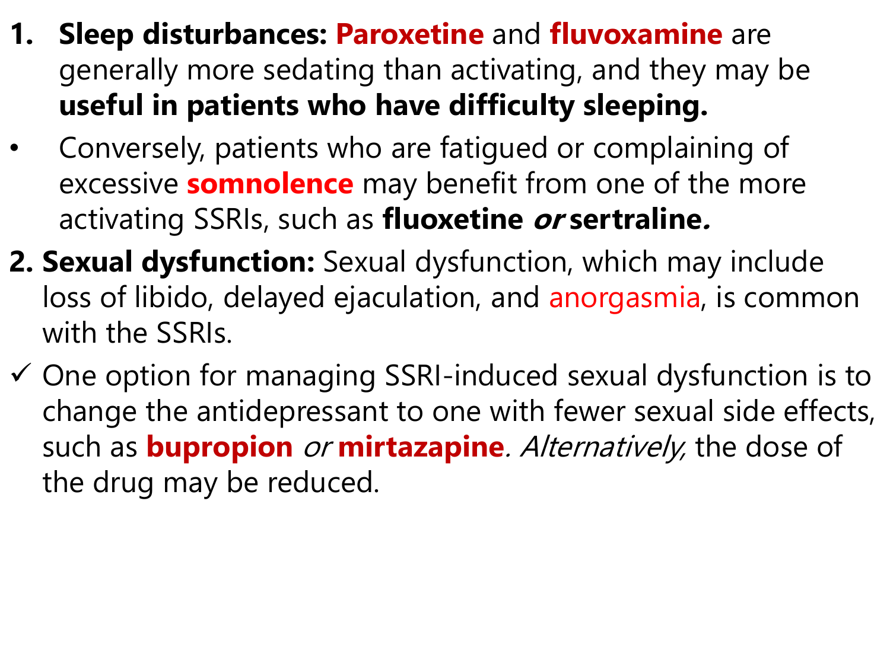1. **Sleep disturbances: Paroxetine** and **fluvoxamine** are generally more sedating than activating, and they may be **useful in patients who have difficulty sleeping.**

- Conversely, patients who are fatigued or complaining of excessive **somnolence** may benefit from one of the more activating SSRIs, such as **fluoxetine *or* sertraline*.***

2. **Sexual dysfunction:** Sexual dysfunction, which may include loss of libido, delayed ejaculation, and anorgasmia, is common with the SSRIs.

✓ One option for managing SSRI-induced sexual dysfunction is to change the antidepressant to one with fewer sexual side effects, such as **bupropion** *or* **mirtazapine**. *Alternatively,* the dose of the drug may be reduced.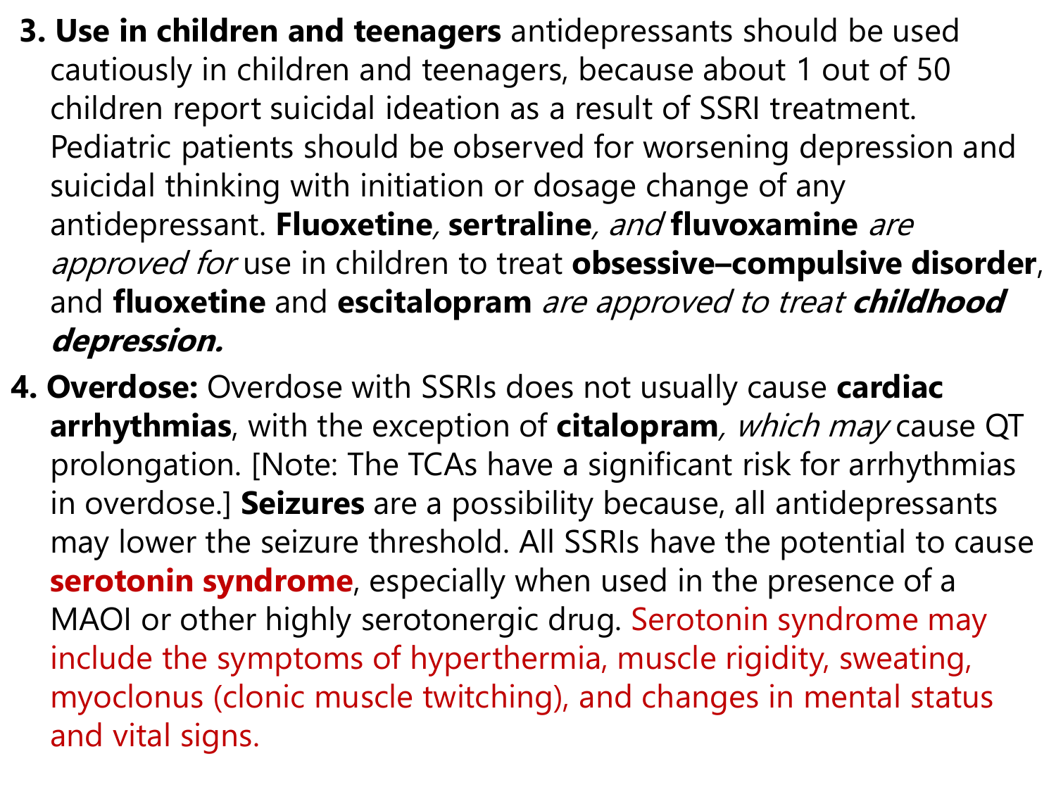3. **Use in children and teenagers** antidepressants should be used cautiously in children and teenagers, because about 1 out of 50 children report suicidal ideation as a result of SSRI treatment. Pediatric patients should be observed for worsening depression and suicidal thinking with initiation or dosage change of any antidepressant. **Fluoxetine***,* **sertraline***, and* **fluvoxamine** *are approved for* use in children to treat **obsessive–compulsive disorder**, and **fluoxetine** and **escitalopram** *are approved to treat* ***childhood depression.***

4. **Overdose:** Overdose with SSRIs does not usually cause **cardiac arrhythmias**, with the exception of **citalopram***, which may* cause QT prolongation. [Note: The TCAs have a significant risk for arrhythmias in overdose.] **Seizures** are a possibility because, all antidepressants may lower the seizure threshold. All SSRIs have the potential to cause **serotonin syndrome**, especially when used in the presence of a MAOI or other highly serotonergic drug. Serotonin syndrome may include the symptoms of hyperthermia, muscle rigidity, sweating, myoclonus (clonic muscle twitching), and changes in mental status and vital signs.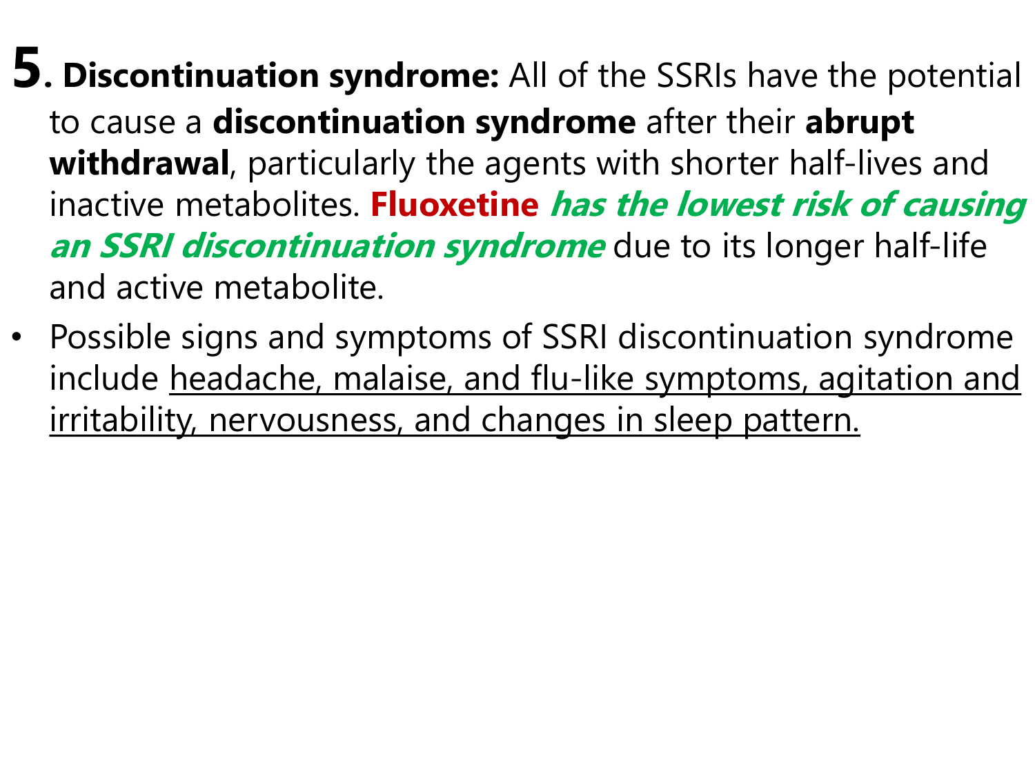**5. Discontinuation syndrome:** All of the SSRIs have the potential to cause a **discontinuation syndrome** after their **abrupt withdrawal**, particularly the agents with shorter half-lives and inactive metabolites. **Fluoxetine** ***has the lowest risk of causing an SSRI discontinuation syndrome*** due to its longer half-life and active metabolite.

- Possible signs and symptoms of SSRI discontinuation syndrome include headache, malaise, and flu-like symptoms, agitation and irritability, nervousness, and changes in sleep pattern.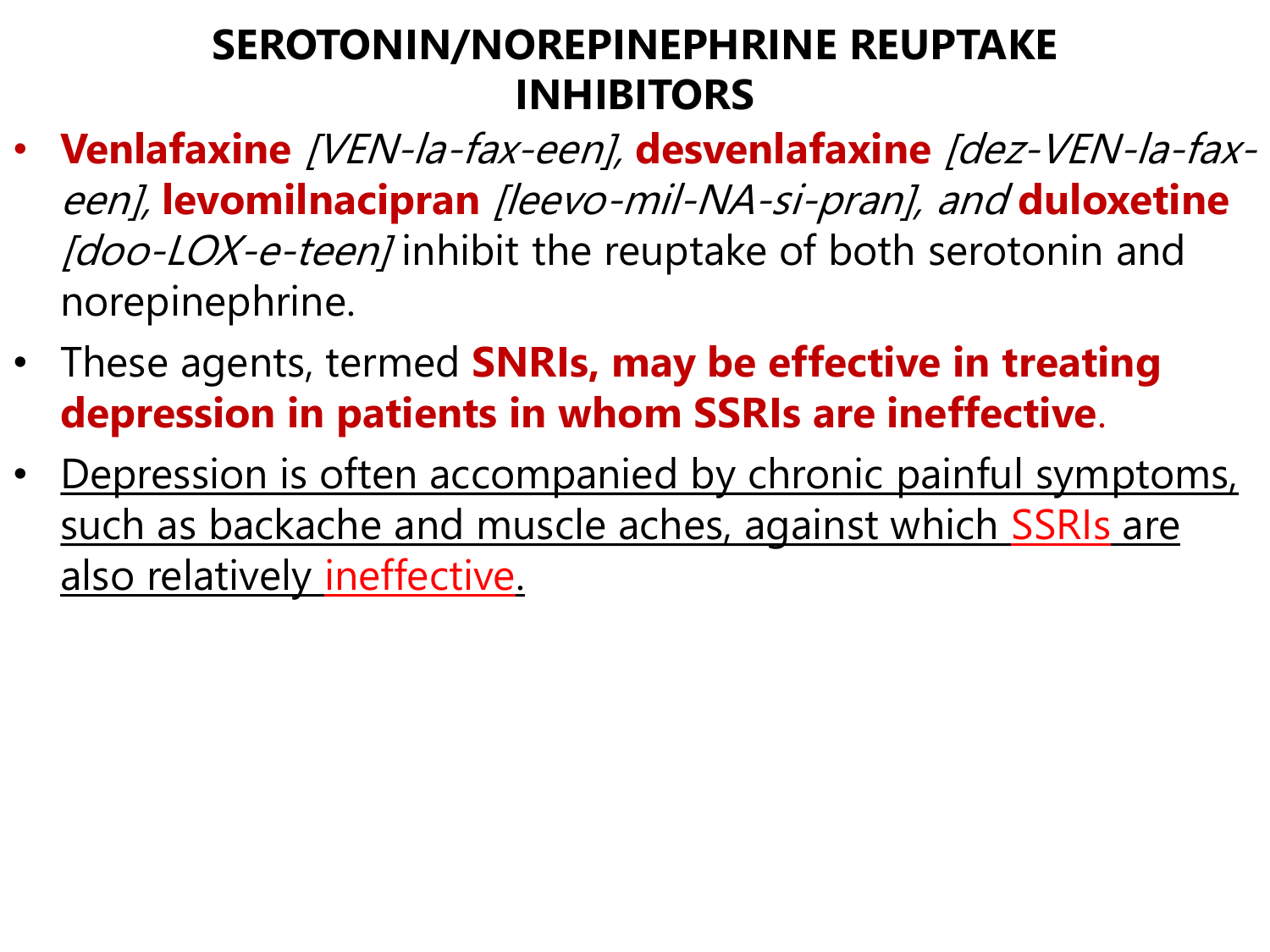# SEROTONIN/NOREPINEPHRINE REUPTAKE INHIBITORS

- **Venlafaxine** *[VEN-la-fax-een],* **desvenlafaxine** *[dez-VEN-la-fax-een],* **levomilnacipran** *[leevo-mil-NA-si-pran], and* **duloxetine** *[doo-LOX-e-teen]* inhibit the reuptake of both serotonin and norepinephrine.
- These agents, termed **SNRIs, may be effective in treating depression in patients in whom SSRIs are ineffective**.
- <u>Depression is often accompanied by chronic painful symptoms, such as backache and muscle aches, against which SSRIs are also relatively ineffective.</u>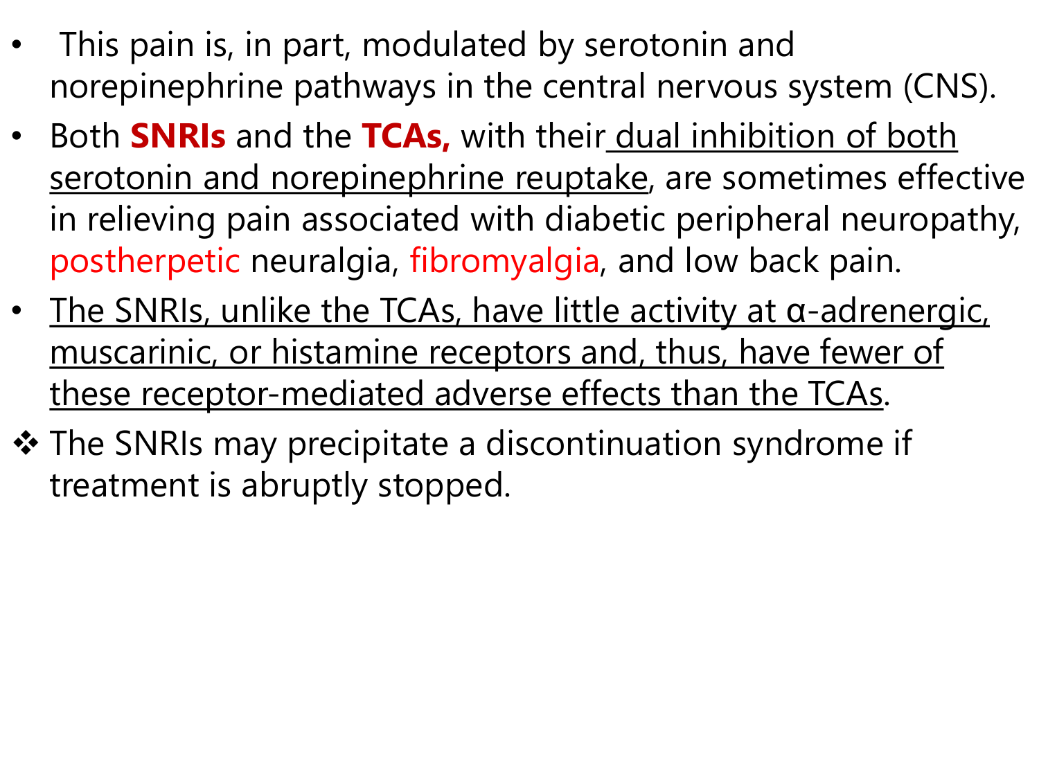- This pain is, in part, modulated by serotonin and norepinephrine pathways in the central nervous system (CNS).
- Both **SNRIs** and the **TCAs,** with their dual inhibition of both serotonin and norepinephrine reuptake, are sometimes effective in relieving pain associated with diabetic peripheral neuropathy, postherpetic neuralgia, fibromyalgia, and low back pain.
- The SNRIs, unlike the TCAs, have little activity at α-adrenergic, muscarinic, or histamine receptors and, thus, have fewer of these receptor-mediated adverse effects than the TCAs.

❖ The SNRIs may precipitate a discontinuation syndrome if treatment is abruptly stopped.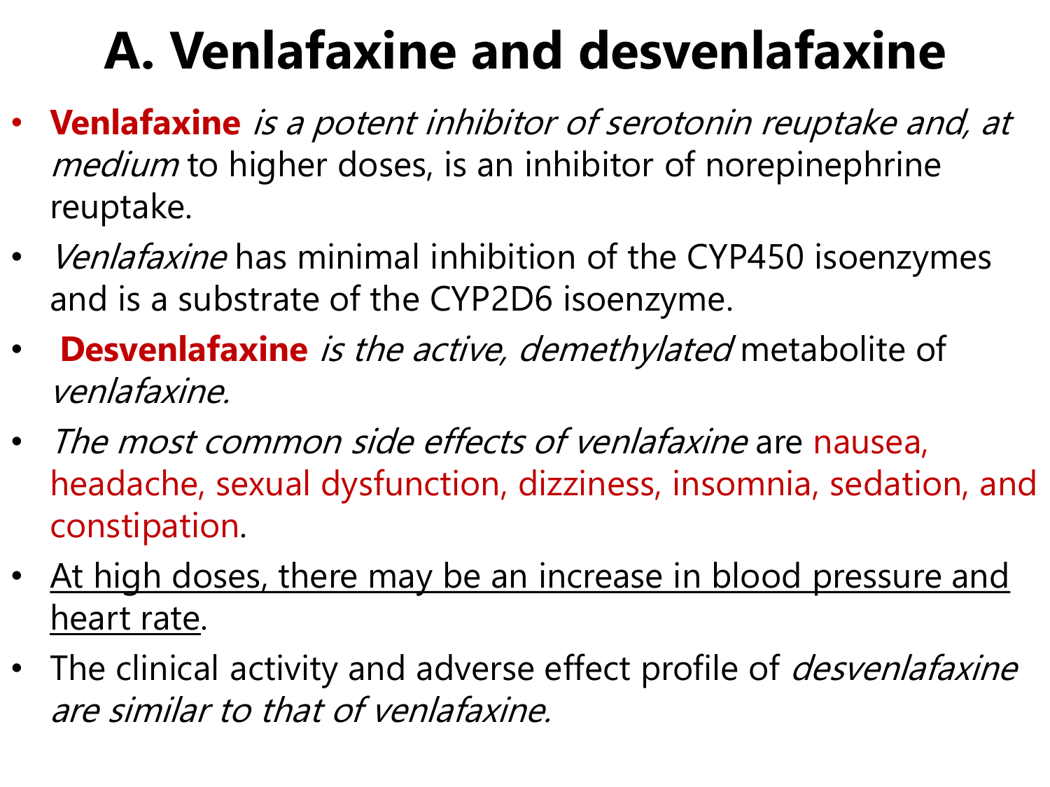# A. Venlafaxine and desvenlafaxine

- **Venlafaxine** *is a potent inhibitor of serotonin reuptake and, at medium* to higher doses, is an inhibitor of norepinephrine reuptake.
- *Venlafaxine* has minimal inhibition of the CYP450 isoenzymes and is a substrate of the CYP2D6 isoenzyme.
- **Desvenlafaxine** *is the active, demethylated* metabolite of *venlafaxine.*
- *The most common side effects of venlafaxine* are nausea, headache, sexual dysfunction, dizziness, insomnia, sedation, and constipation.
- At high doses, there may be an increase in blood pressure and heart rate.
- The clinical activity and adverse effect profile of *desvenlafaxine are similar to that of venlafaxine.*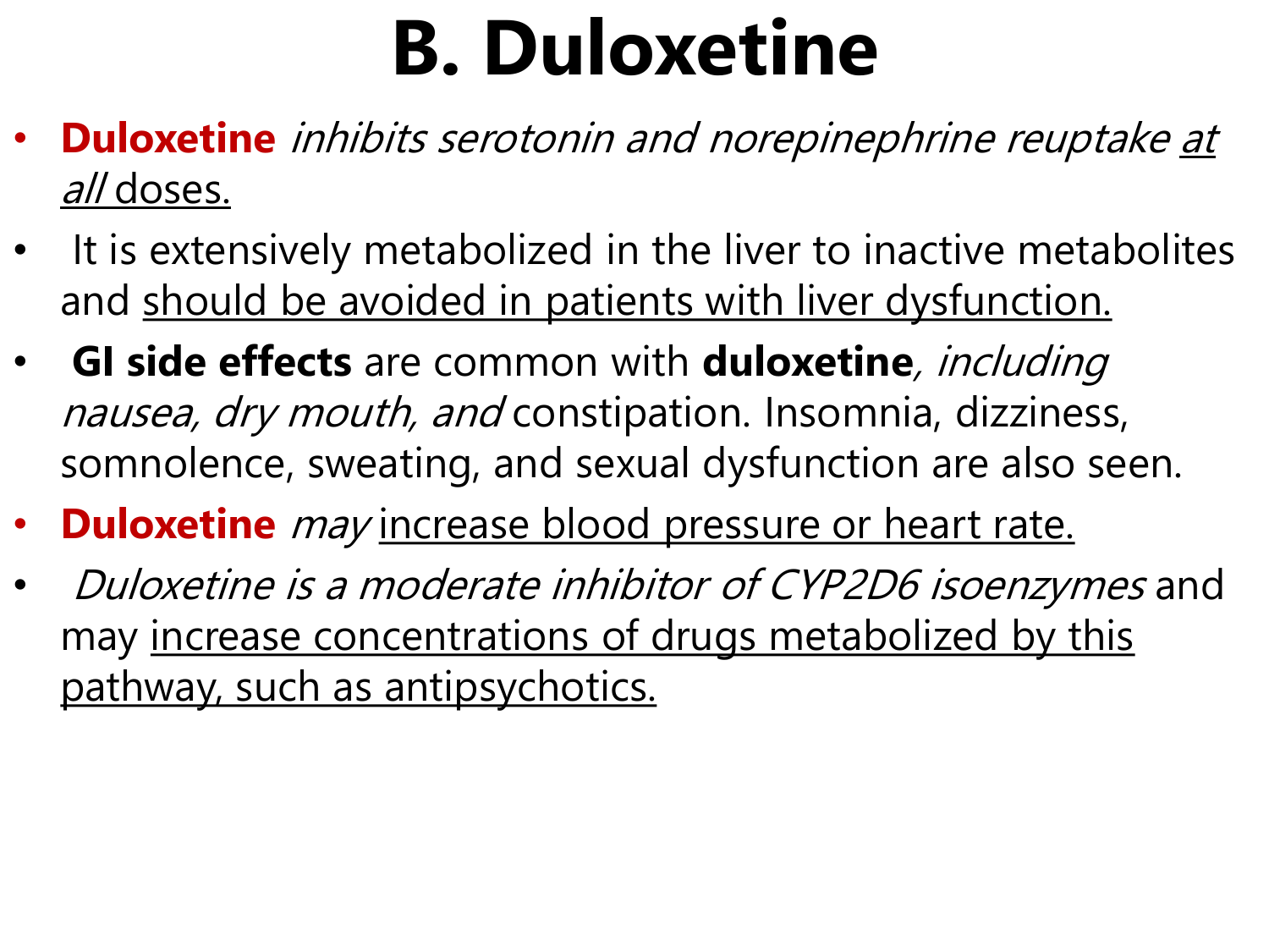# B. Duloxetine

- **Duloxetine** *inhibits serotonin and norepinephrine reuptake* <u>*at all* doses.</u>
- It is extensively metabolized in the liver to inactive metabolites and <u>should be avoided in patients with liver dysfunction.</u>
- **GI side effects** are common with **duloxetine**, *including nausea, dry mouth, and* constipation. Insomnia, dizziness, somnolence, sweating, and sexual dysfunction are also seen.
- **Duloxetine** *may* <u>increase blood pressure or heart rate.</u>
- *Duloxetine is a moderate inhibitor of CYP2D6 isoenzymes* and may <u>increase concentrations of drugs metabolized by this pathway, such as antipsychotics.</u>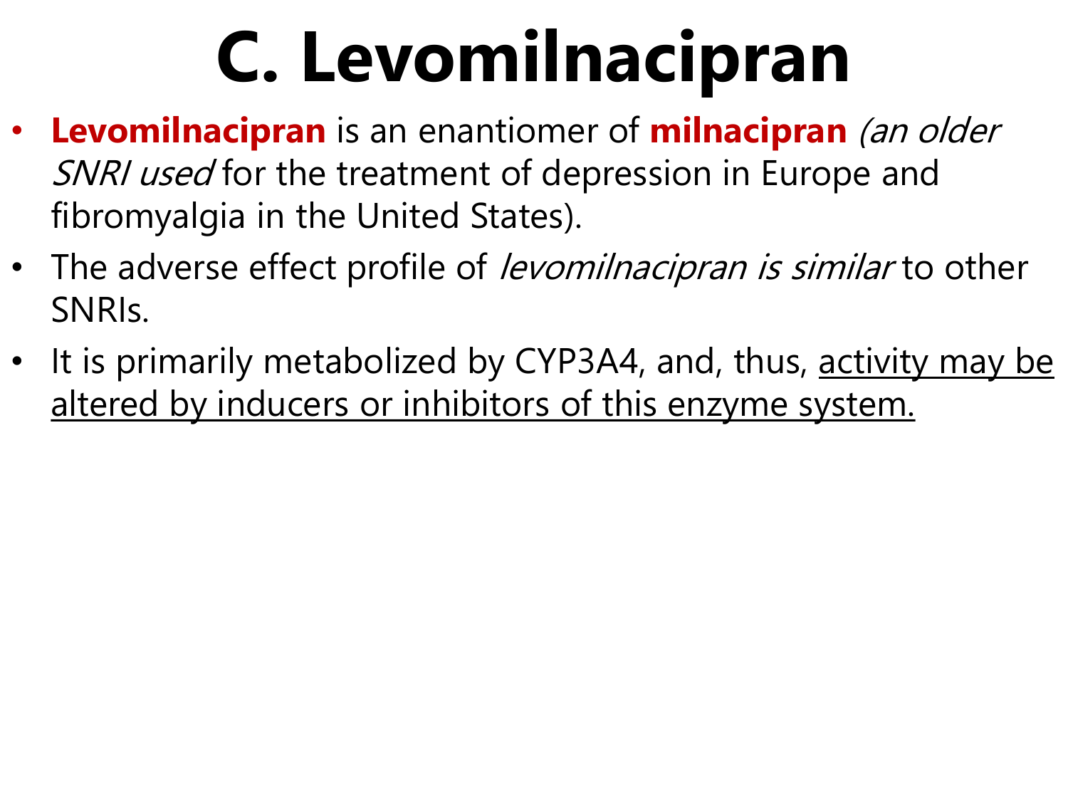# C. Levomilnacipran

- **Levomilnacipran** is an enantiomer of **milnacipran** *(an older SNRI used* for the treatment of depression in Europe and fibromyalgia in the United States).
- The adverse effect profile of *levomilnacipran is similar* to other SNRIs.
- It is primarily metabolized by CYP3A4, and, thus, activity may be altered by inducers or inhibitors of this enzyme system.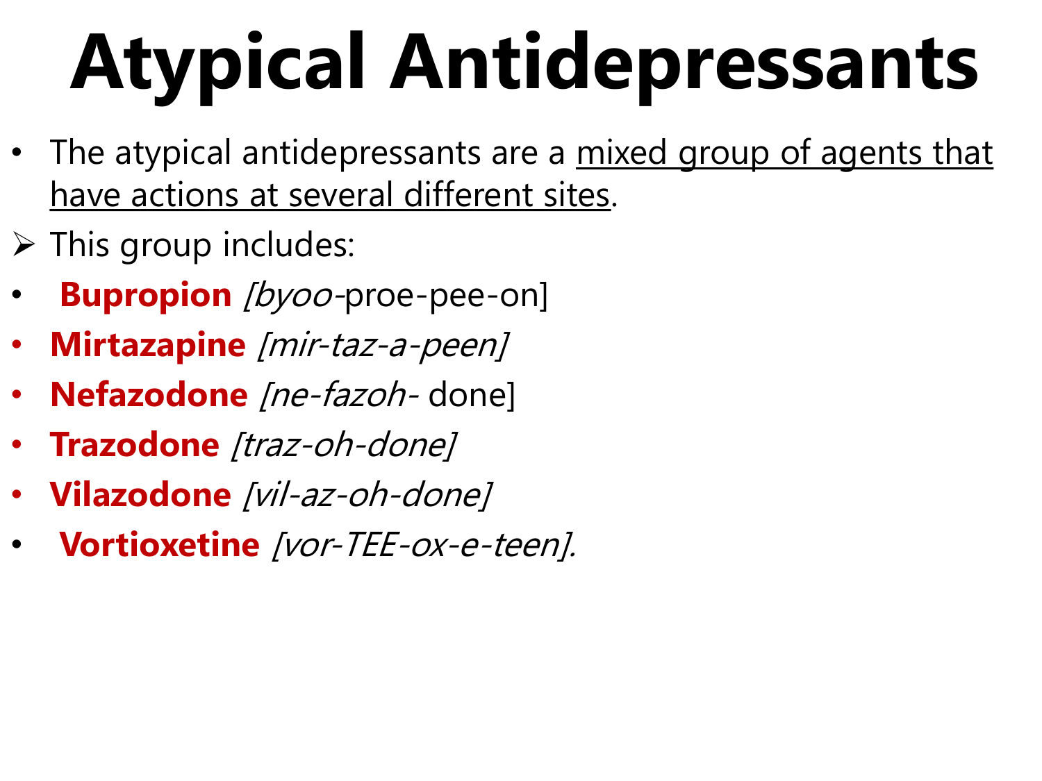# Atypical Antidepressants

- The atypical antidepressants are a <u>mixed group of agents that have actions at several different sites</u>.

➢ This group includes:

- **Bupropion** *[byoo*-proe-pee-on]
- **Mirtazapine** *[mir-taz-a-peen]*
- **Nefazodone** *[ne-fazoh-* done]
- **Trazodone** *[traz-oh-done]*
- **Vilazodone** *[vil-az-oh-done]*
- **Vortioxetine** *[vor-TEE-ox-e-teen].*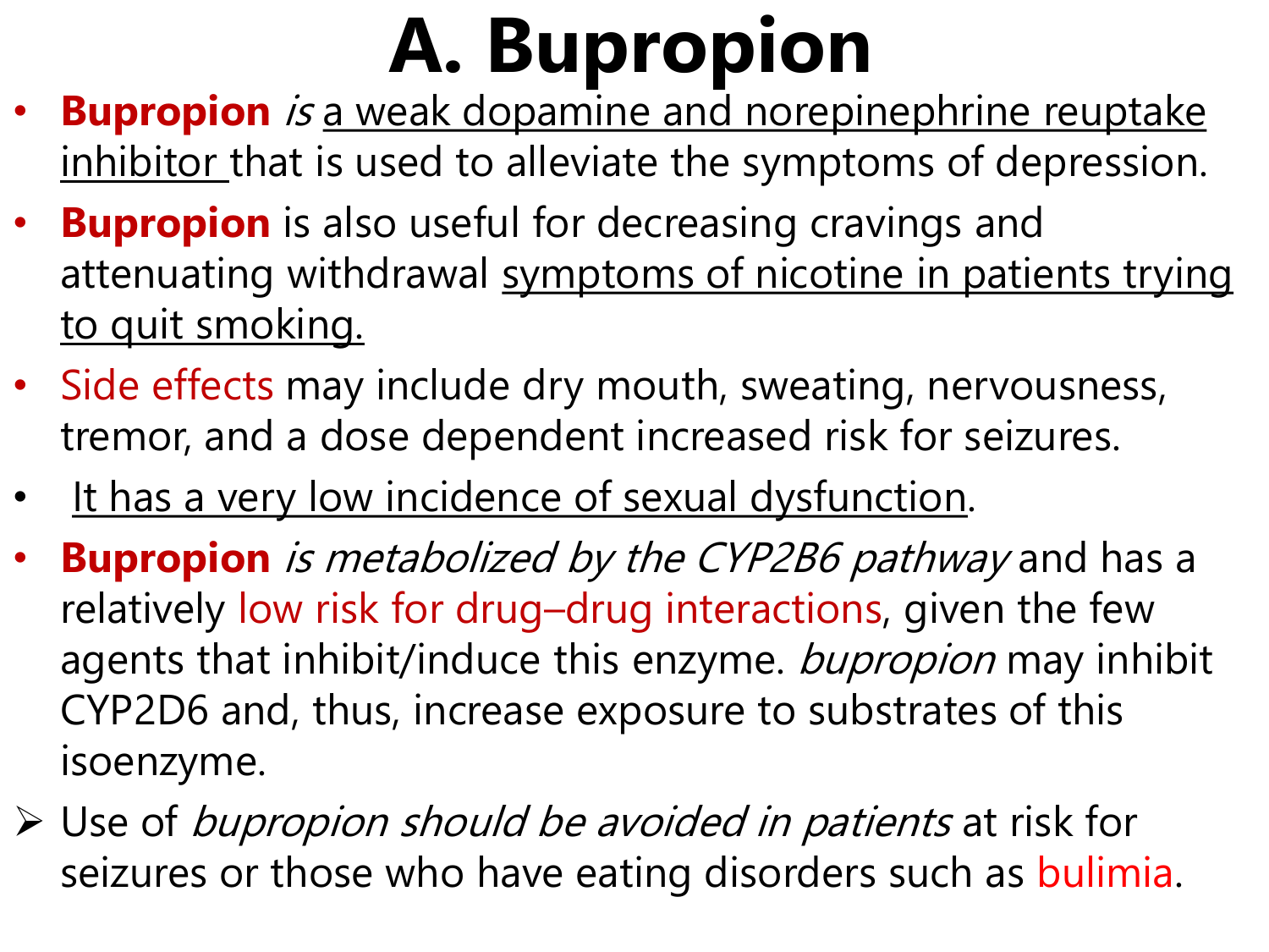# A. Bupropion

- **Bupropion** *is* a weak dopamine and norepinephrine reuptake inhibitor that is used to alleviate the symptoms of depression.
- **Bupropion** is also useful for decreasing cravings and attenuating withdrawal symptoms of nicotine in patients trying to quit smoking.
- Side effects may include dry mouth, sweating, nervousness, tremor, and a dose dependent increased risk for seizures.
- It has a very low incidence of sexual dysfunction.
- **Bupropion** *is metabolized by the CYP2B6 pathway* and has a relatively low risk for drug–drug interactions, given the few agents that inhibit/induce this enzyme. *bupropion* may inhibit CYP2D6 and, thus, increase exposure to substrates of this isoenzyme.

➢ Use of *bupropion should be avoided in patients* at risk for seizures or those who have eating disorders such as bulimia.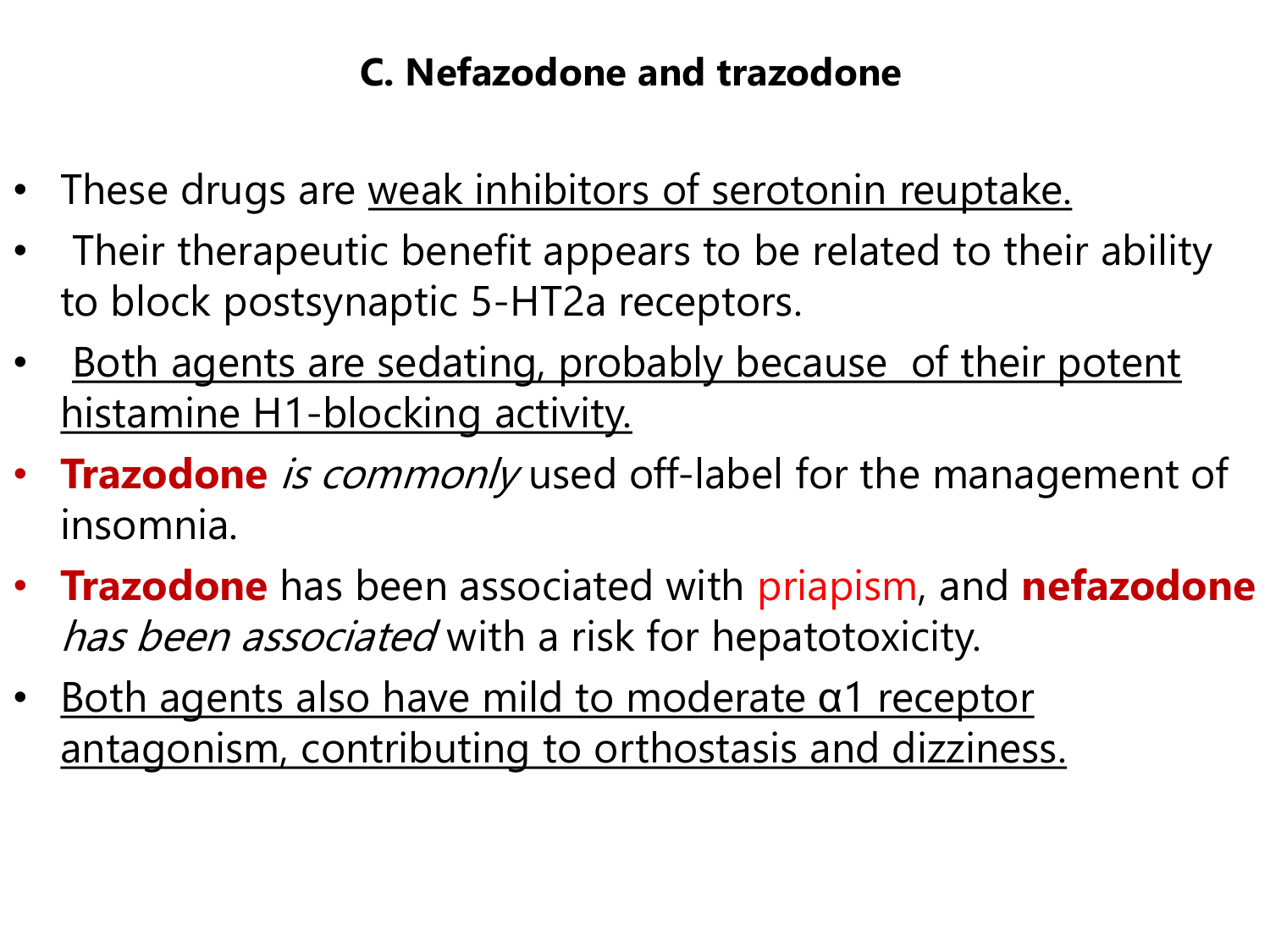### C. Nefazodone and trazodone

- These drugs are weak inhibitors of serotonin reuptake.
- Their therapeutic benefit appears to be related to their ability to block postsynaptic 5-HT2a receptors.
- Both agents are sedating, probably because of their potent histamine H1-blocking activity.
- **Trazodone** *is commonly* used off-label for the management of insomnia.
- **Trazodone** has been associated with priapism, and **nefazodone** *has been associated* with a risk for hepatotoxicity.
- Both agents also have mild to moderate α1 receptor antagonism, contributing to orthostasis and dizziness.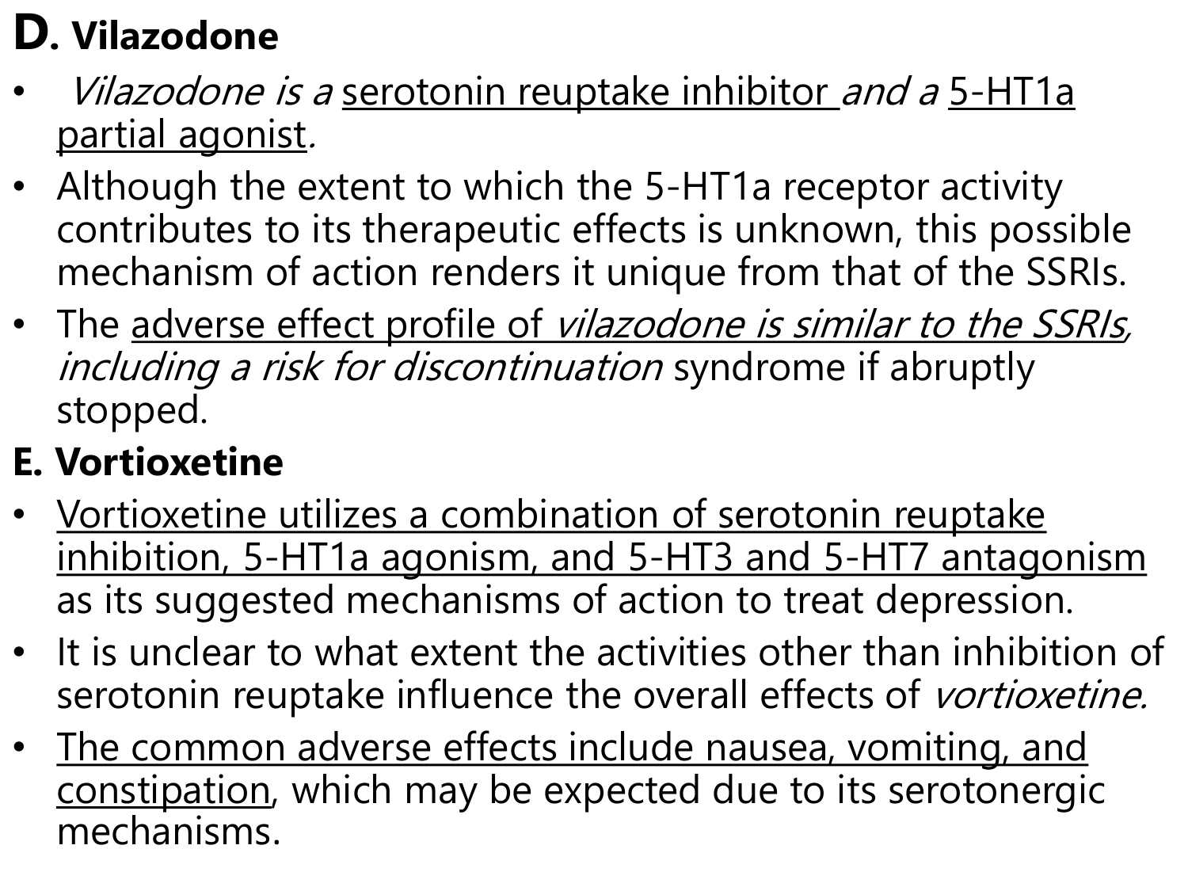## D. Vilazodone

- *Vilazodone is a* serotonin reuptake inhibitor *and a* 5-HT1a partial agonist*.*
- Although the extent to which the 5-HT1a receptor activity contributes to its therapeutic effects is unknown, this possible mechanism of action renders it unique from that of the SSRIs.
- The adverse effect profile of *vilazodone is similar to the SSRIs, including a risk for discontinuation* syndrome if abruptly stopped.

## E. Vortioxetine

- Vortioxetine utilizes a combination of serotonin reuptake inhibition, 5-HT1a agonism, and 5-HT3 and 5-HT7 antagonism as its suggested mechanisms of action to treat depression.
- It is unclear to what extent the activities other than inhibition of serotonin reuptake influence the overall effects of *vortioxetine.*
- The common adverse effects include nausea, vomiting, and constipation, which may be expected due to its serotonergic mechanisms.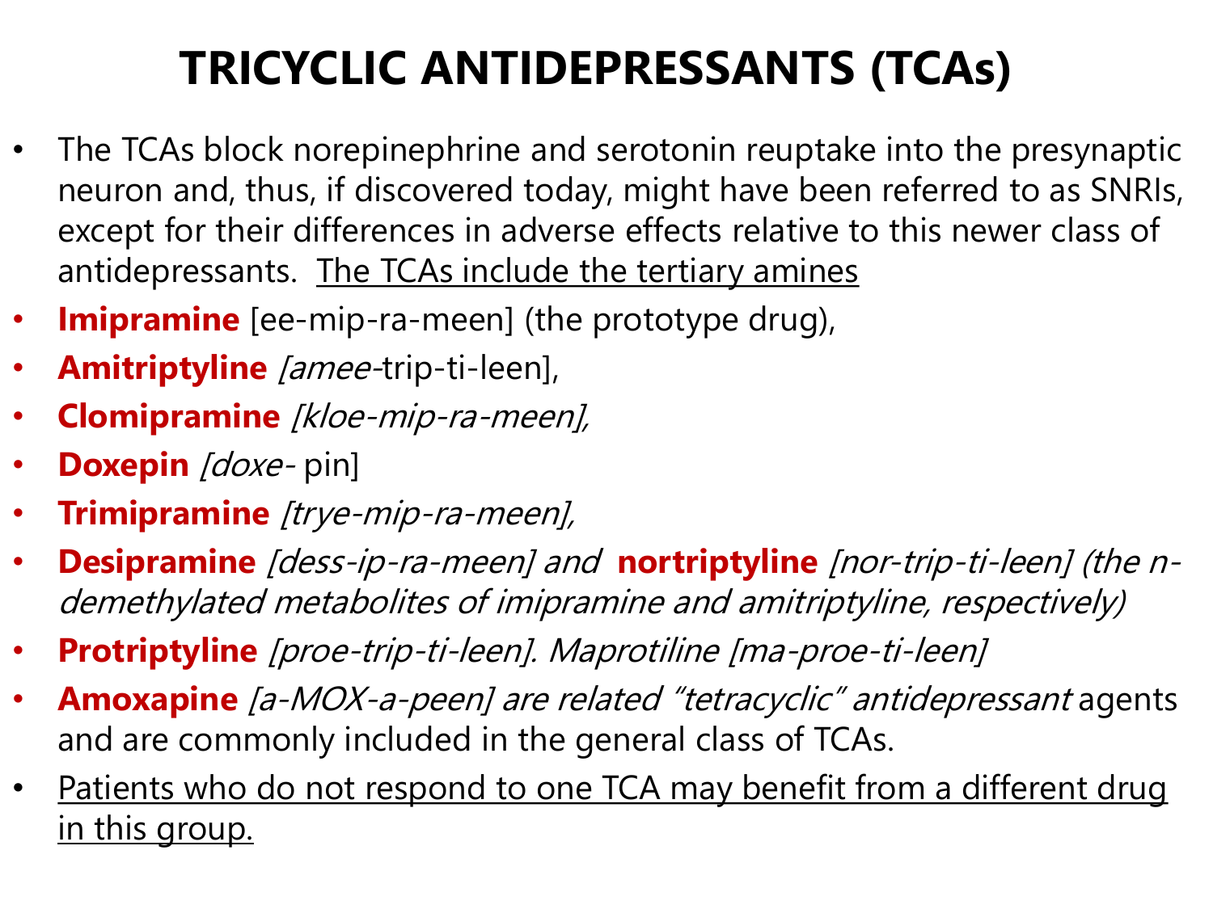# TRICYCLIC ANTIDEPRESSANTS (TCAs)

- The TCAs block norepinephrine and serotonin reuptake into the presynaptic neuron and, thus, if discovered today, might have been referred to as SNRIs, except for their differences in adverse effects relative to this newer class of antidepressants. <u>The TCAs include the tertiary amines</u>
- **Imipramine** [ee-mip-ra-meen] (the prototype drug),
- **Amitriptyline** *[amee*-trip-ti-leen],
- **Clomipramine** *[kloe-mip-ra-meen],*
- **Doxepin** *[doxe-* pin]
- **Trimipramine** *[trye-mip-ra-meen],*
- **Desipramine** *[dess-ip-ra-meen] and* **nortriptyline** *[nor-trip-ti-leen] (the n-demethylated metabolites of imipramine and amitriptyline, respectively)*
- **Protriptyline** *[proe-trip-ti-leen]. Maprotiline [ma-proe-ti-leen]*
- **Amoxapine** *[a-MOX-a-peen] are related "tetracyclic" antidepressant* agents and are commonly included in the general class of TCAs.
- <u>Patients who do not respond to one TCA may benefit from a different drug in this group.</u>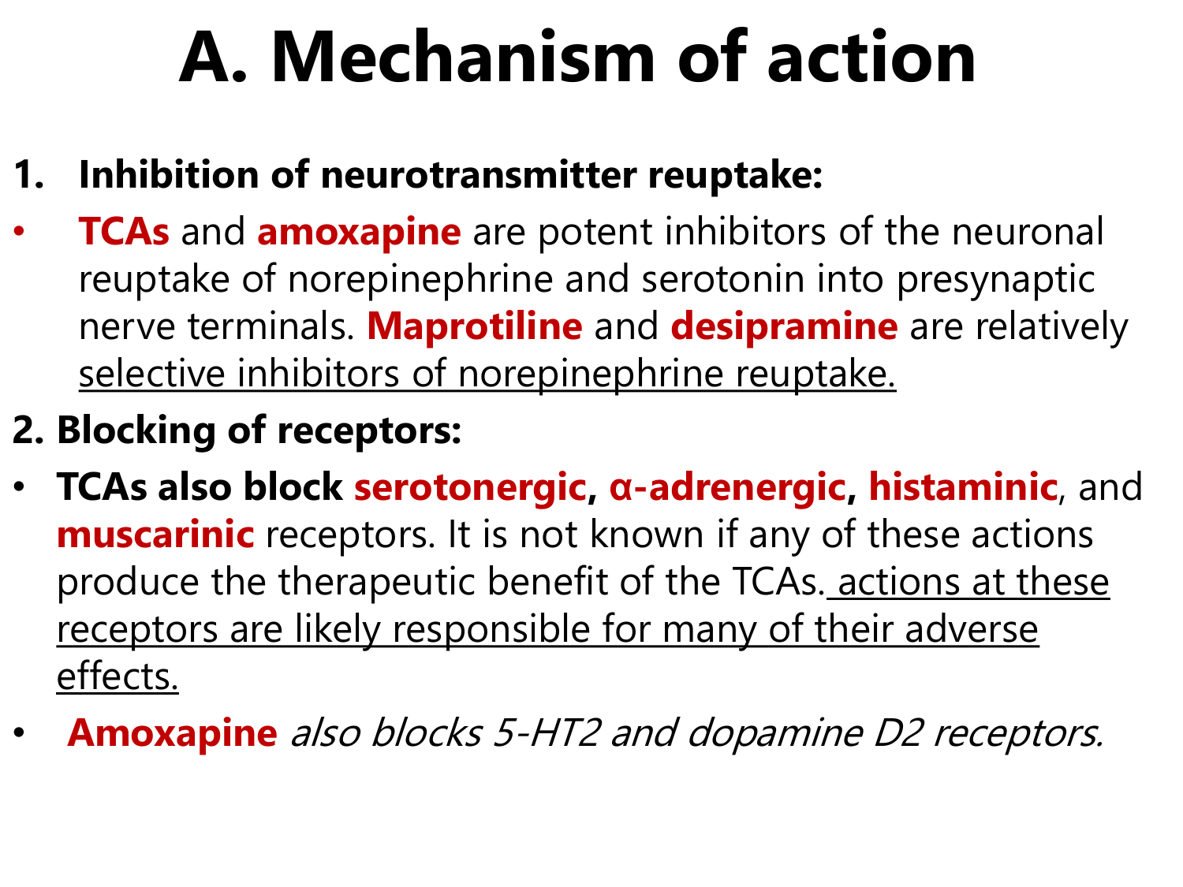# A. Mechanism of action

1. **Inhibition of neurotransmitter reuptake:**

- **TCAs** and **amoxapine** are potent inhibitors of the neuronal reuptake of norepinephrine and serotonin into presynaptic nerve terminals. **Maprotiline** and **desipramine** are relatively <u>selective inhibitors of norepinephrine reuptake.</u>

2. **Blocking of receptors:**

- **TCAs also block serotonergic, α-adrenergic, histaminic**, and **muscarinic** receptors. It is not known if any of these actions produce the therapeutic benefit of the TCAs. <u>actions at these receptors are likely responsible for many of their adverse effects.</u>
- **Amoxapine** *also blocks 5-HT2 and dopamine D2 receptors.*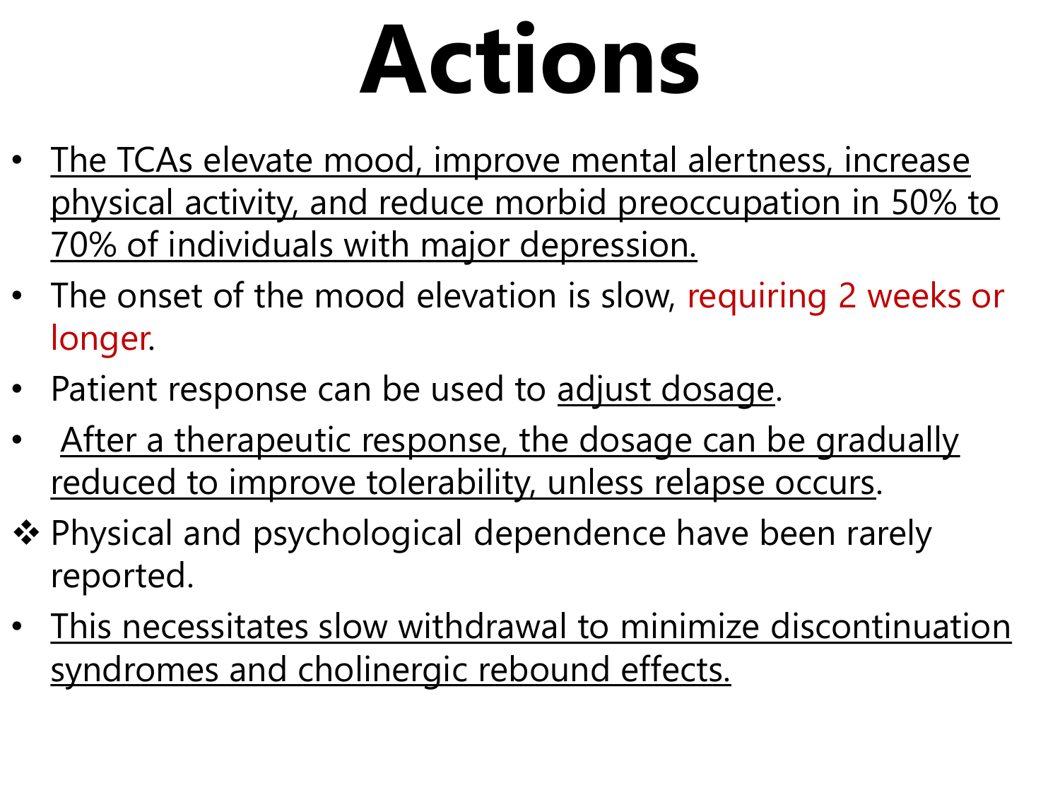# Actions

- The TCAs elevate mood, improve mental alertness, increase physical activity, and reduce morbid preoccupation in 50% to 70% of individuals with major depression.
- The onset of the mood elevation is slow, requiring 2 weeks or longer.
- Patient response can be used to adjust dosage.
- After a therapeutic response, the dosage can be gradually reduced to improve tolerability, unless relapse occurs.

❖ Physical and psychological dependence have been rarely reported.

- This necessitates slow withdrawal to minimize discontinuation syndromes and cholinergic rebound effects.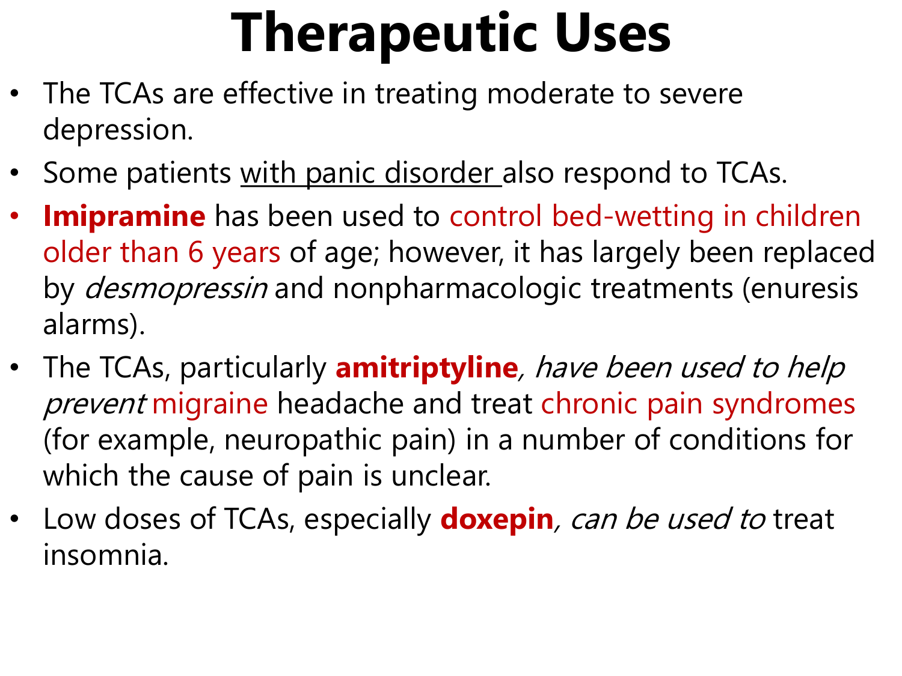# Therapeutic Uses

- The TCAs are effective in treating moderate to severe depression.
- Some patients with panic disorder also respond to TCAs.
- **Imipramine** has been used to control bed-wetting in children older than 6 years of age; however, it has largely been replaced by *desmopressin* and nonpharmacologic treatments (enuresis alarms).
- The TCAs, particularly **amitriptyline**, *have been used to help prevent* migraine headache and treat chronic pain syndromes (for example, neuropathic pain) in a number of conditions for which the cause of pain is unclear.
- Low doses of TCAs, especially **doxepin**, *can be used to* treat insomnia.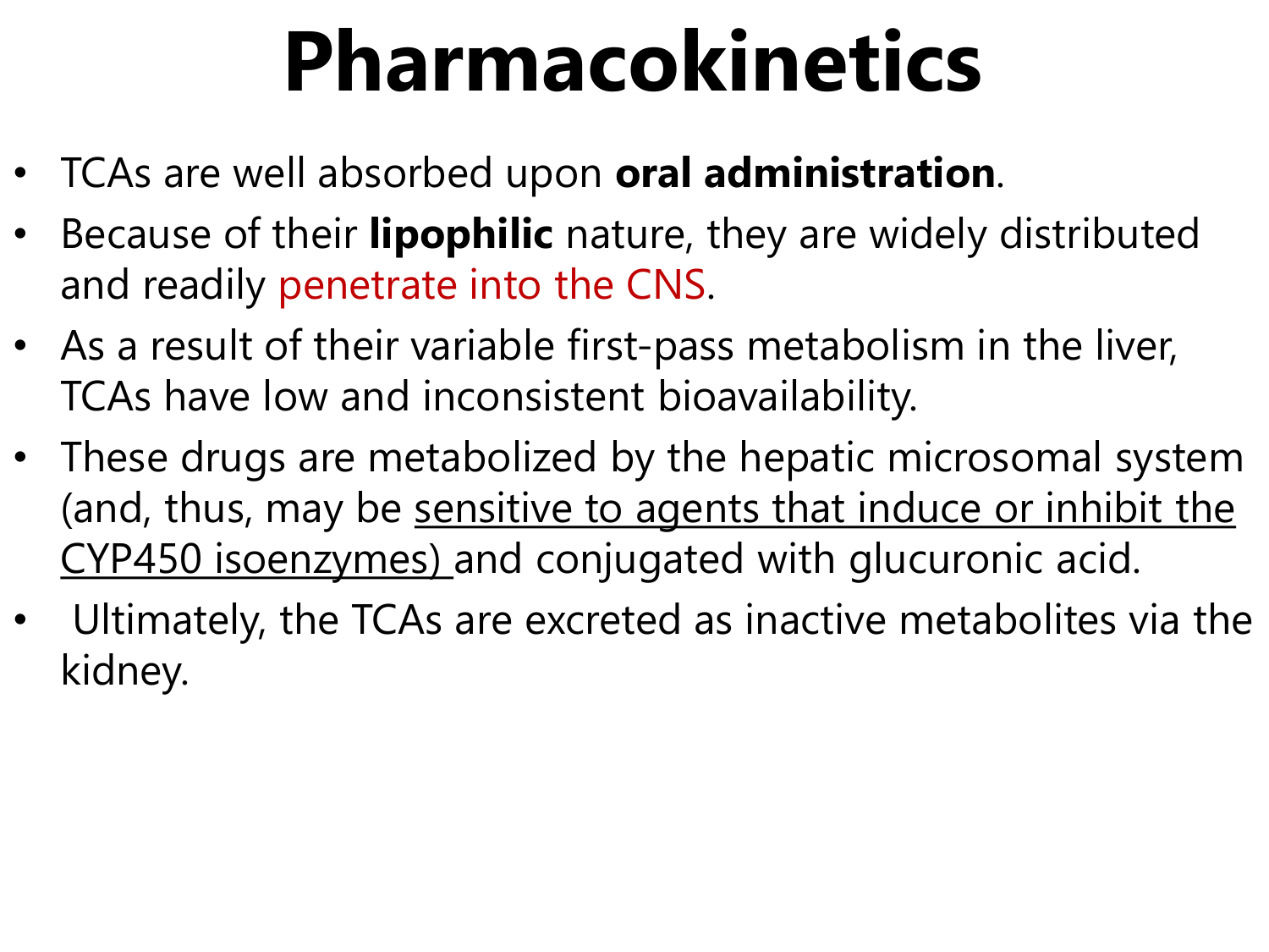# Pharmacokinetics

- TCAs are well absorbed upon **oral administration**.
- Because of their **lipophilic** nature, they are widely distributed and readily penetrate into the CNS.
- As a result of their variable first-pass metabolism in the liver, TCAs have low and inconsistent bioavailability.
- These drugs are metabolized by the hepatic microsomal system (and, thus, may be sensitive to agents that induce or inhibit the CYP450 isoenzymes) and conjugated with glucuronic acid.
- Ultimately, the TCAs are excreted as inactive metabolites via the kidney.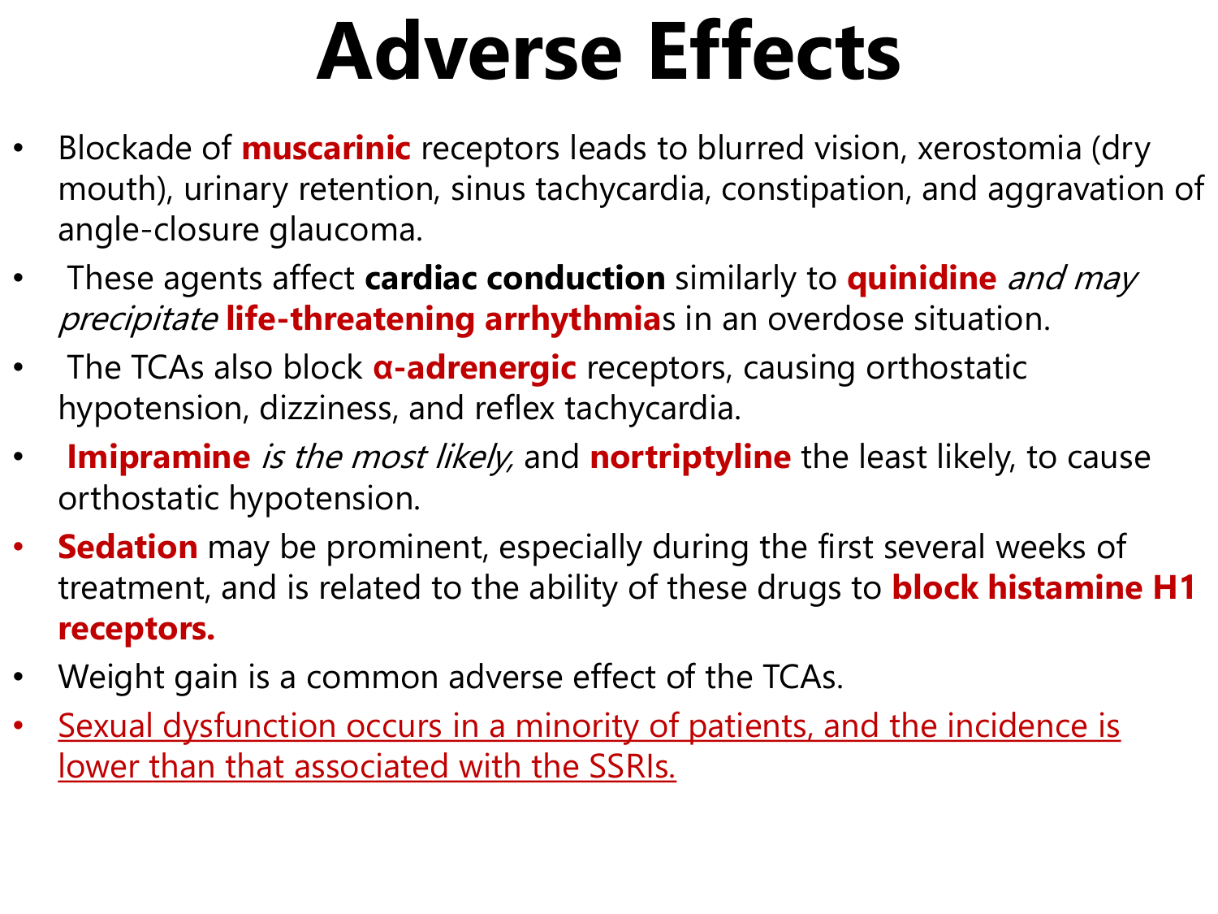# Adverse Effects

- Blockade of **muscarinic** receptors leads to blurred vision, xerostomia (dry mouth), urinary retention, sinus tachycardia, constipation, and aggravation of angle-closure glaucoma.
- These agents affect **cardiac conduction** similarly to **quinidine** *and may precipitate* **life-threatening arrhythmia**s in an overdose situation.
- The TCAs also block **α-adrenergic** receptors, causing orthostatic hypotension, dizziness, and reflex tachycardia.
- **Imipramine** *is the most likely,* and **nortriptyline** the least likely, to cause orthostatic hypotension.
- **Sedation** may be prominent, especially during the first several weeks of treatment, and is related to the ability of these drugs to **block histamine H1 receptors.**
- Weight gain is a common adverse effect of the TCAs.
- <u>Sexual dysfunction occurs in a minority of patients, and the incidence is lower than that associated with the SSRIs.</u>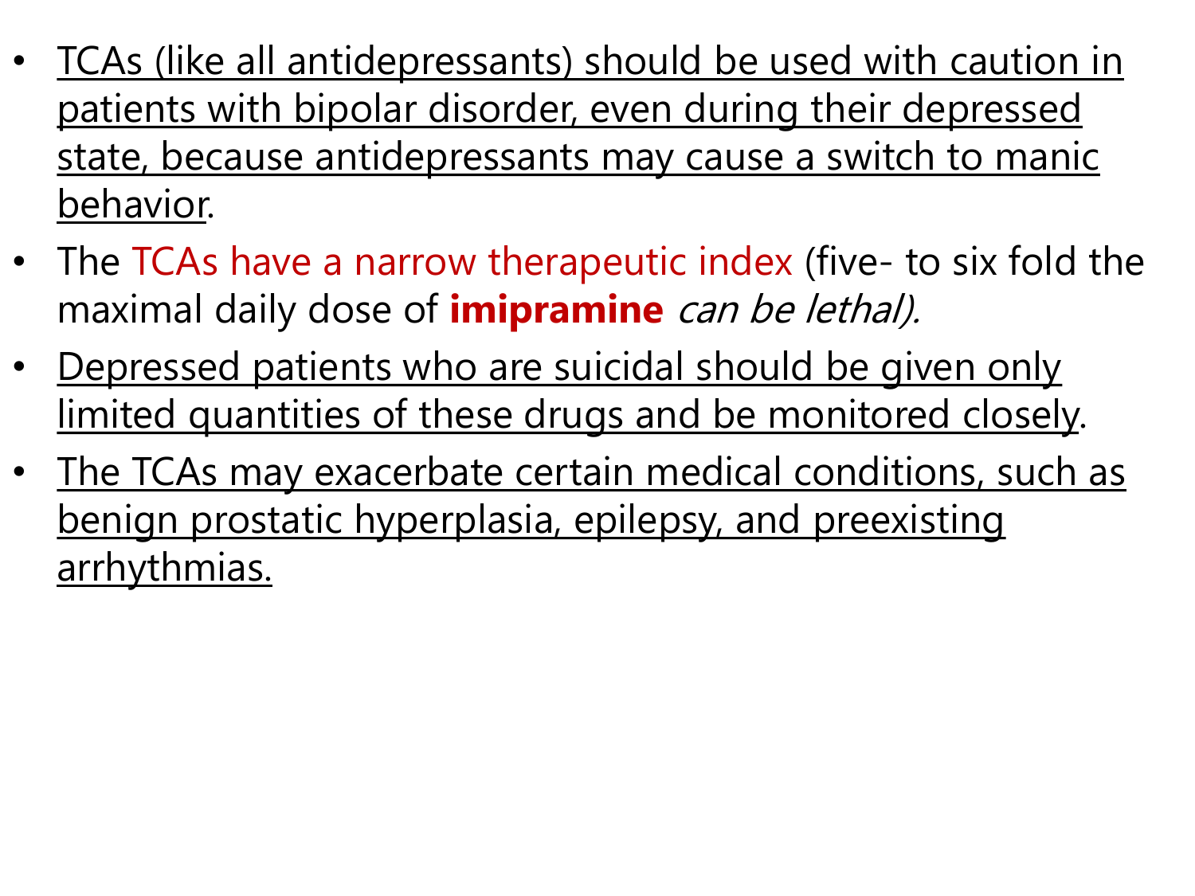- TCAs (like all antidepressants) should be used with caution in patients with bipolar disorder, even during their depressed state, because antidepressants may cause a switch to manic behavior.
- The TCAs have a narrow therapeutic index (five- to six fold the maximal daily dose of **imipramine** *can be lethal).*
- Depressed patients who are suicidal should be given only limited quantities of these drugs and be monitored closely.
- The TCAs may exacerbate certain medical conditions, such as benign prostatic hyperplasia, epilepsy, and preexisting arrhythmias.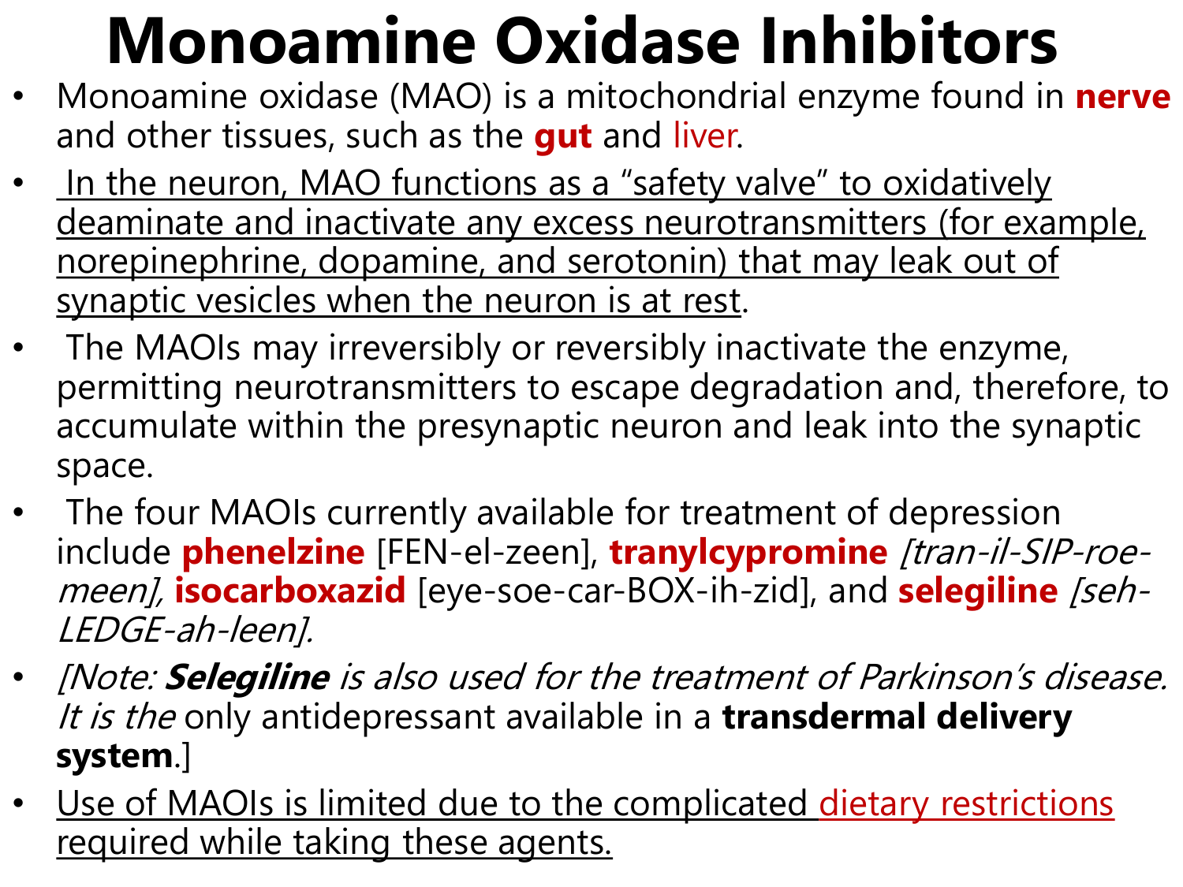# Monoamine Oxidase Inhibitors

- Monoamine oxidase (MAO) is a mitochondrial enzyme found in **nerve** and other tissues, such as the **gut** and liver.
- In the neuron, MAO functions as a "safety valve" to oxidatively deaminate and inactivate any excess neurotransmitters (for example, norepinephrine, dopamine, and serotonin) that may leak out of synaptic vesicles when the neuron is at rest.
- The MAOIs may irreversibly or reversibly inactivate the enzyme, permitting neurotransmitters to escape degradation and, therefore, to accumulate within the presynaptic neuron and leak into the synaptic space.
- The four MAOIs currently available for treatment of depression include **phenelzine** [FEN-el-zeen], **tranylcypromine** *[tran-il-SIP-roe-meen],* **isocarboxazid** [eye-soe-car-BOX-ih-zid], and **selegiline** *[seh-LEDGE-ah-leen].*
- *[Note:* ***Selegiline*** *is also used for the treatment of Parkinson's disease. It is the* only antidepressant available in a **transdermal delivery system**.]
- Use of MAOIs is limited due to the complicated dietary restrictions required while taking these agents.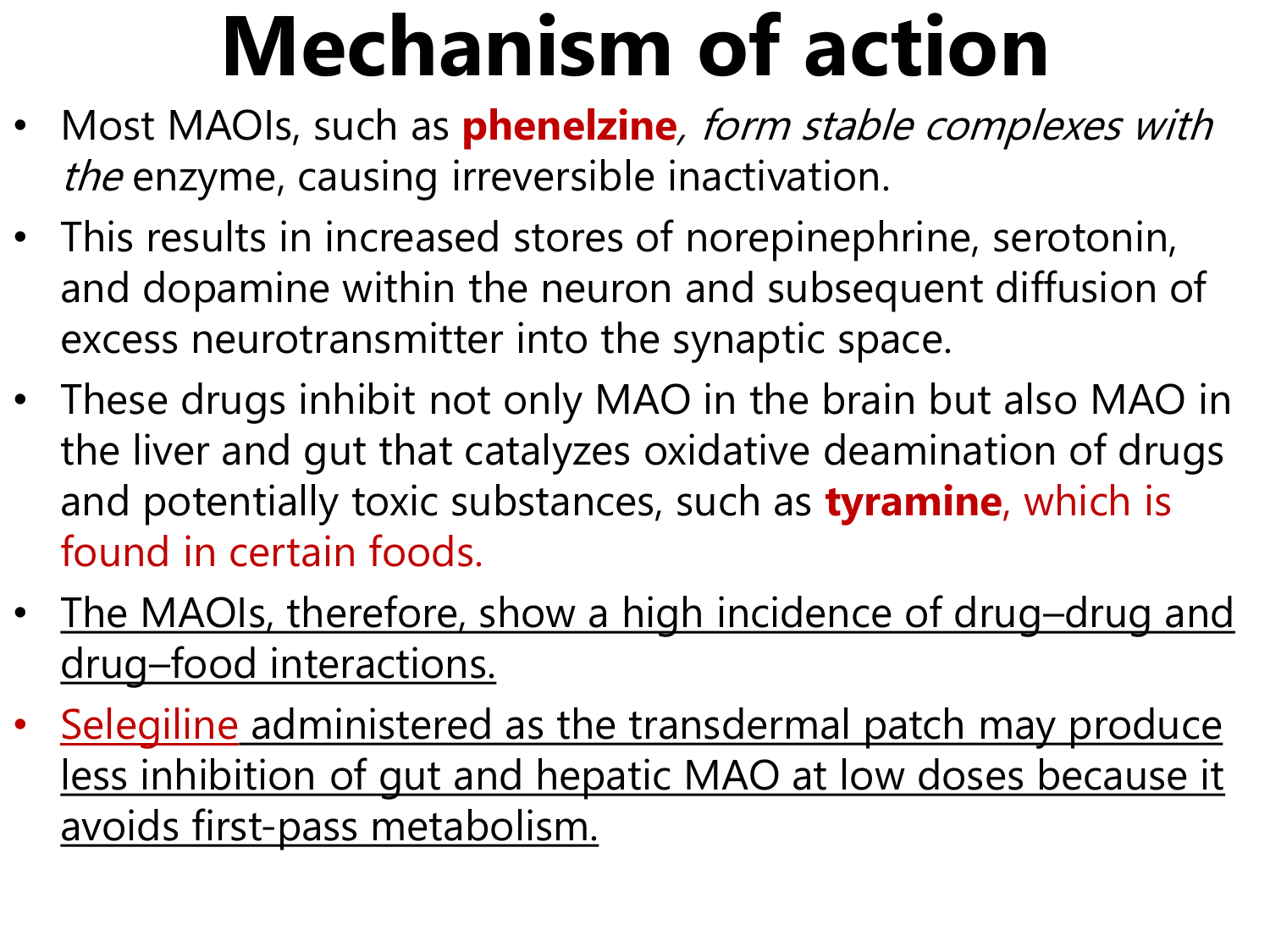# Mechanism of action

- Most MAOIs, such as **phenelzine**, *form stable complexes with the* enzyme, causing irreversible inactivation.
- This results in increased stores of norepinephrine, serotonin, and dopamine within the neuron and subsequent diffusion of excess neurotransmitter into the synaptic space.
- These drugs inhibit not only MAO in the brain but also MAO in the liver and gut that catalyzes oxidative deamination of drugs and potentially toxic substances, such as **tyramine**, which is found in certain foods.
- The MAOIs, therefore, show a high incidence of drug–drug and drug–food interactions.
- Selegiline administered as the transdermal patch may produce less inhibition of gut and hepatic MAO at low doses because it avoids first-pass metabolism.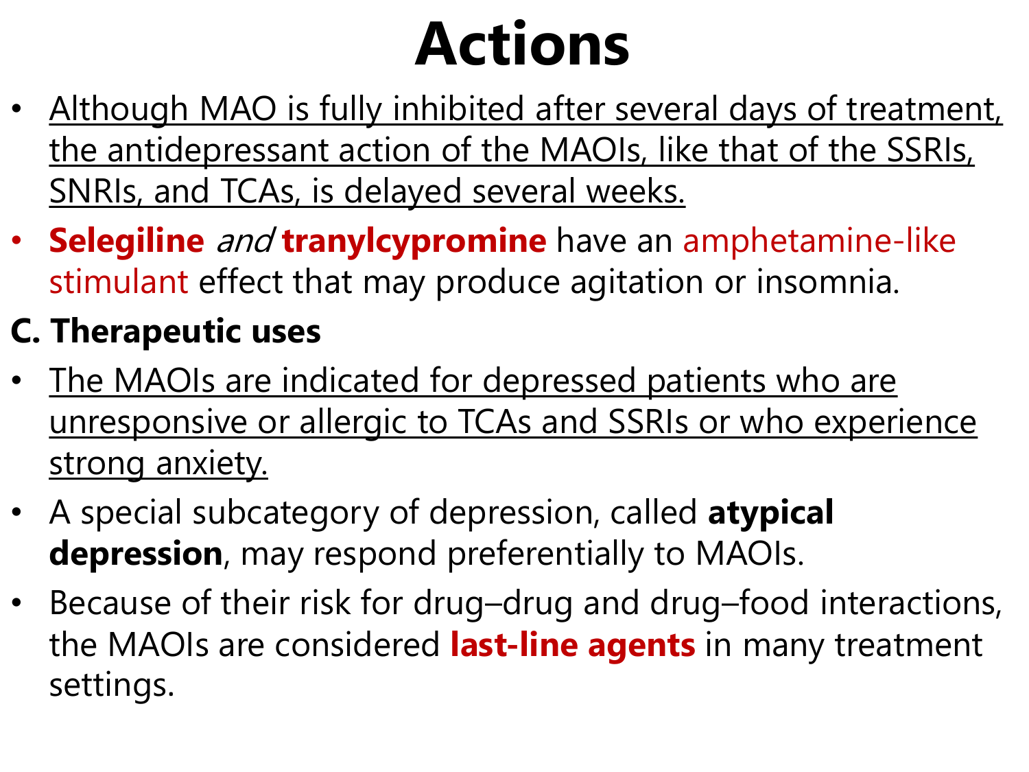# Actions

- Although MAO is fully inhibited after several days of treatment, the antidepressant action of the MAOIs, like that of the SSRIs, SNRIs, and TCAs, is delayed several weeks.
- **Selegiline** *and* **tranylcypromine** have an amphetamine-like stimulant effect that may produce agitation or insomnia.

## C. Therapeutic uses

- The MAOIs are indicated for depressed patients who are unresponsive or allergic to TCAs and SSRIs or who experience strong anxiety.
- A special subcategory of depression, called **atypical depression**, may respond preferentially to MAOIs.
- Because of their risk for drug–drug and drug–food interactions, the MAOIs are considered **last-line agents** in many treatment settings.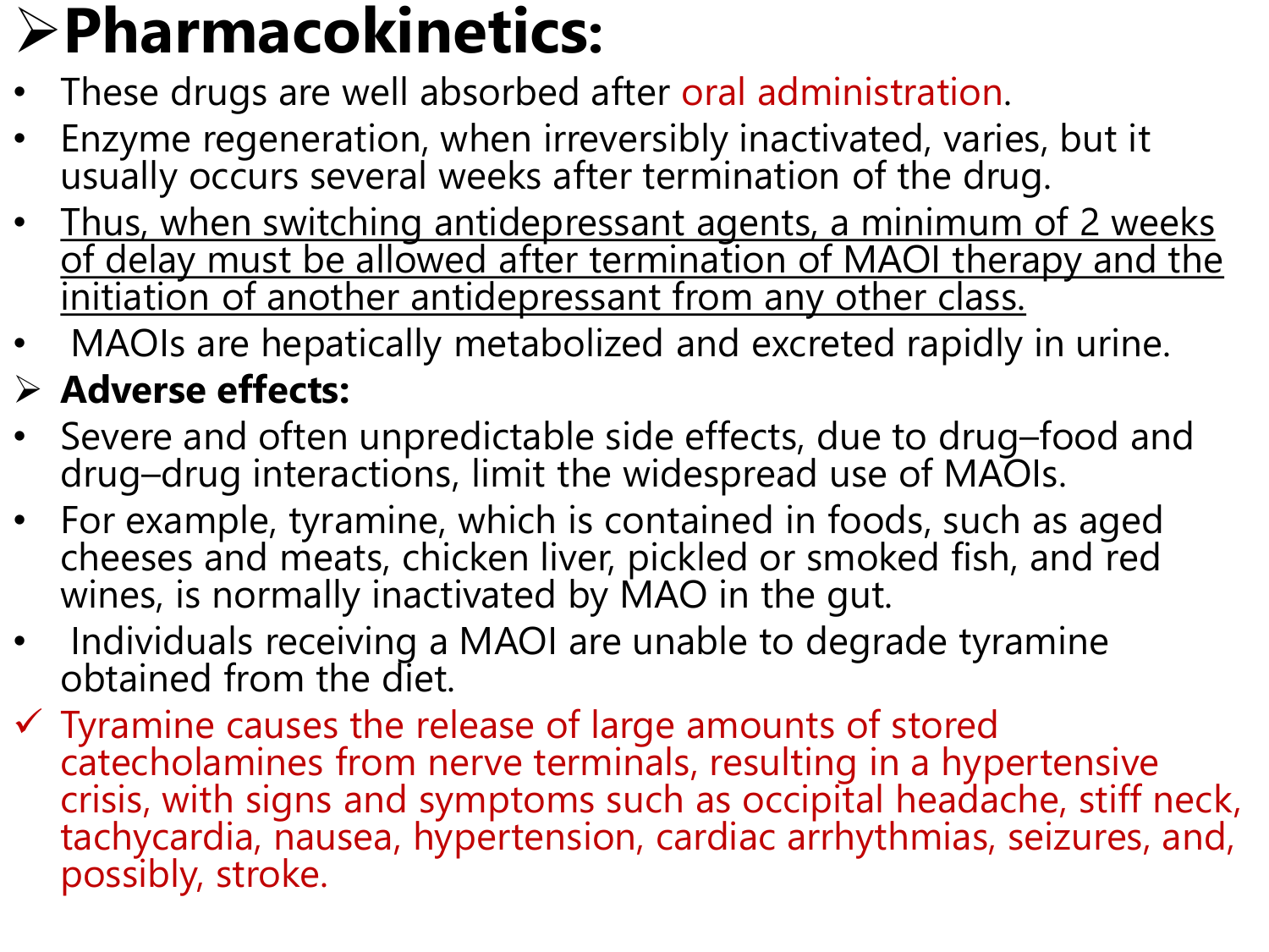## Pharmacokinetics:

- These drugs are well absorbed after oral administration.
- Enzyme regeneration, when irreversibly inactivated, varies, but it usually occurs several weeks after termination of the drug.
- <u>Thus, when switching antidepressant agents, a minimum of 2 weeks of delay must be allowed after termination of MAOI therapy and the initiation of another antidepressant from any other class.</u>
- MAOIs are hepatically metabolized and excreted rapidly in urine.

### Adverse effects:

- Severe and often unpredictable side effects, due to drug–food and drug–drug interactions, limit the widespread use of MAOIs.
- For example, tyramine, which is contained in foods, such as aged cheeses and meats, chicken liver, pickled or smoked fish, and red wines, is normally inactivated by MAO in the gut.
- Individuals receiving a MAOI are unable to degrade tyramine obtained from the diet.

✓ Tyramine causes the release of large amounts of stored catecholamines from nerve terminals, resulting in a hypertensive crisis, with signs and symptoms such as occipital headache, stiff neck, tachycardia, nausea, hypertension, cardiac arrhythmias, seizures, and, possibly, stroke.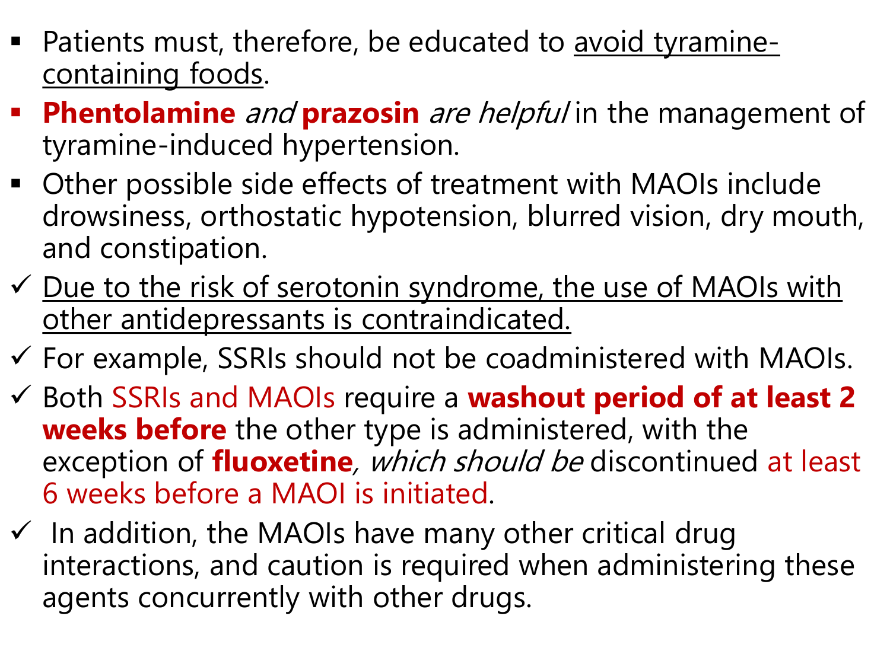- Patients must, therefore, be educated to avoid tyramine-containing foods.
- **Phentolamine** *and* **prazosin** *are helpful* in the management of tyramine-induced hypertension.
- Other possible side effects of treatment with MAOIs include drowsiness, orthostatic hypotension, blurred vision, dry mouth, and constipation.

✓ Due to the risk of serotonin syndrome, the use of MAOIs with other antidepressants is contraindicated.

✓ For example, SSRIs should not be coadministered with MAOIs.

✓ Both SSRIs and MAOIs require a **washout period of at least 2 weeks before** the other type is administered, with the exception of **fluoxetine**, *which should be* discontinued at least 6 weeks before a MAOI is initiated.

✓ In addition, the MAOIs have many other critical drug interactions, and caution is required when administering these agents concurrently with other drugs.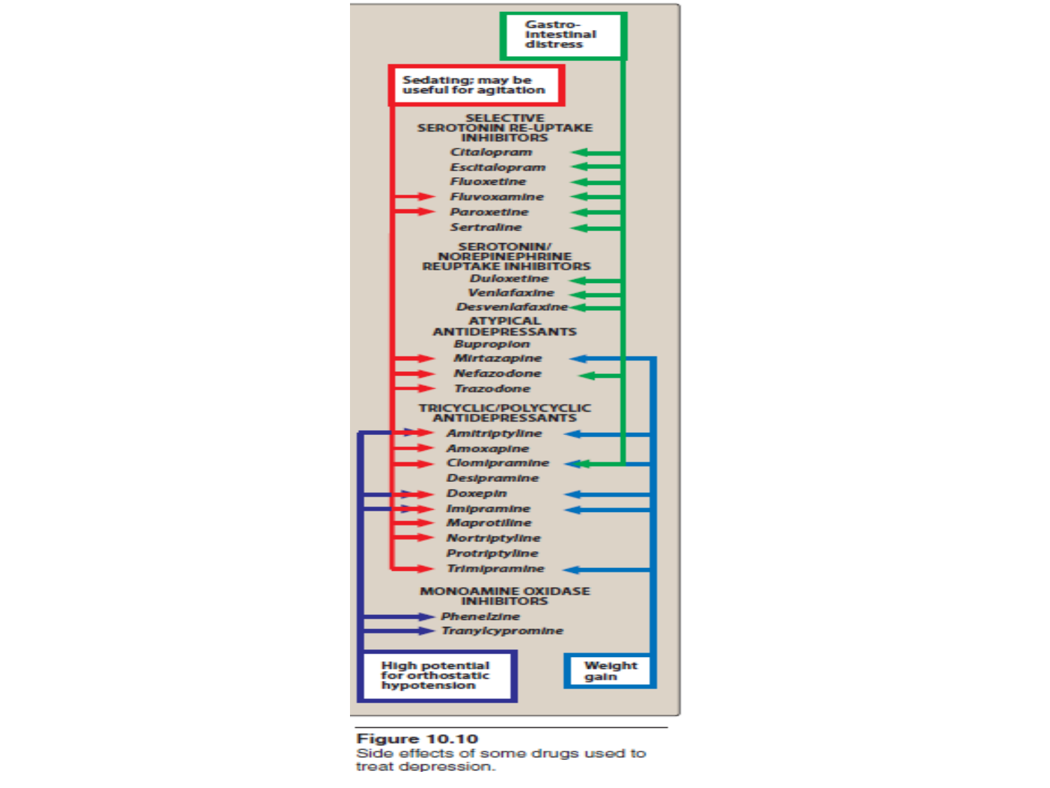| Drug | Sedating; may be useful for agitation | Gastrointestinal distress | Weight gain | High potential for orthostatic hypotension |
|---|---|---|---|---|
| **SELECTIVE SEROTONIN RE-UPTAKE INHIBITORS** | | | | |
| *Citalopram* | | ✓ | | |
| *Escitalopram* | | ✓ | | |
| *Fluoxetine* | | ✓ | | |
| *Fluvoxamine* | ✓ | ✓ | | |
| *Paroxetine* | ✓ | ✓ | | |
| *Sertraline* | | ✓ | | |
| **SEROTONIN/ NOREPINEPHRINE REUPTAKE INHIBITORS** | | | | |
| *Duloxetine* | | ✓ | | |
| *Venlafaxine* | | ✓ | | |
| *Desvenlafaxine* | | ✓ | | |
| **ATYPICAL ANTIDEPRESSANTS** | | | | |
| *Bupropion* | | | | |
| *Mirtazapine* | ✓ | | ✓ | |
| *Nefazodone* | ✓ | ✓ | | |
| *Trazodone* | ✓ | | | |
| **TRICYCLIC/POLYCYCLIC ANTIDEPRESSANTS** | | | | |
| *Amitriptyline* | ✓ | | ✓ | ✓ |
| *Amoxapine* | ✓ | | | |
| *Clomipramine* | ✓ | ✓ | ✓ | |
| *Desipramine* | | | | |
| *Doxepin* | ✓ | | ✓ | ✓ |
| *Imipramine* | ✓ | | ✓ | ✓ |
| *Maprotiline* | ✓ | | | |
| *Nortriptyline* | ✓ | | | |
| *Protriptyline* | | | | |
| *Trimipramine* | ✓ | | ✓ | |
| **MONOAMINE OXIDASE INHIBITORS** | | | | |
| *Phenelzine* | | | | ✓ |
| *Tranylcypromine* | | | | ✓ |

**Figure 10.10**
Side effects of some drugs used to treat depression.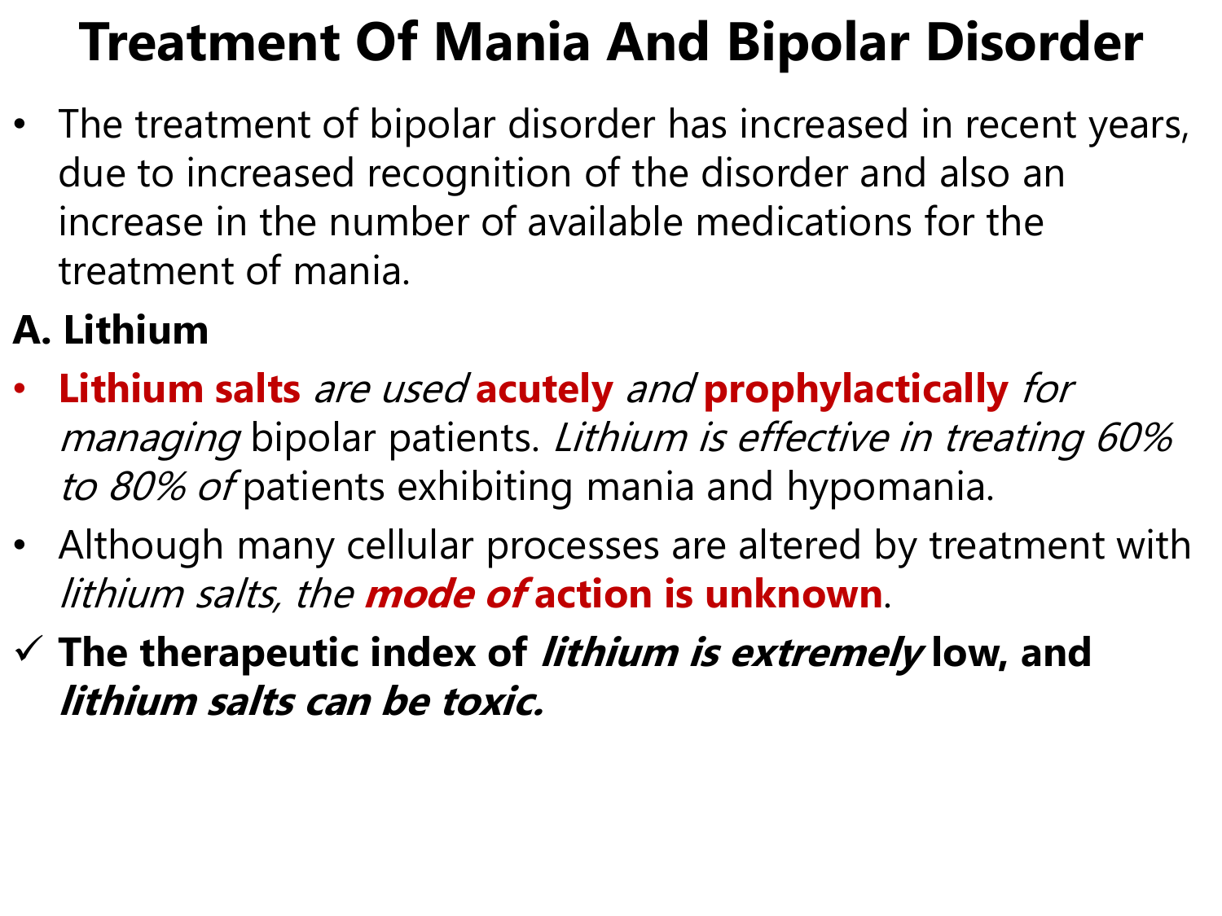# Treatment Of Mania And Bipolar Disorder

- The treatment of bipolar disorder has increased in recent years, due to increased recognition of the disorder and also an increase in the number of available medications for the treatment of mania.

## A. Lithium

- **Lithium salts** *are used* **acutely** *and* **prophylactically** *for managing* bipolar patients. *Lithium is effective in treating 60% to 80% of* patients exhibiting mania and hypomania.
- Although many cellular processes are altered by treatment with *lithium salts, the* ***mode of*** **action is unknown**.

✓ **The therapeutic index of *lithium is extremely* low, and *lithium salts can be toxic.***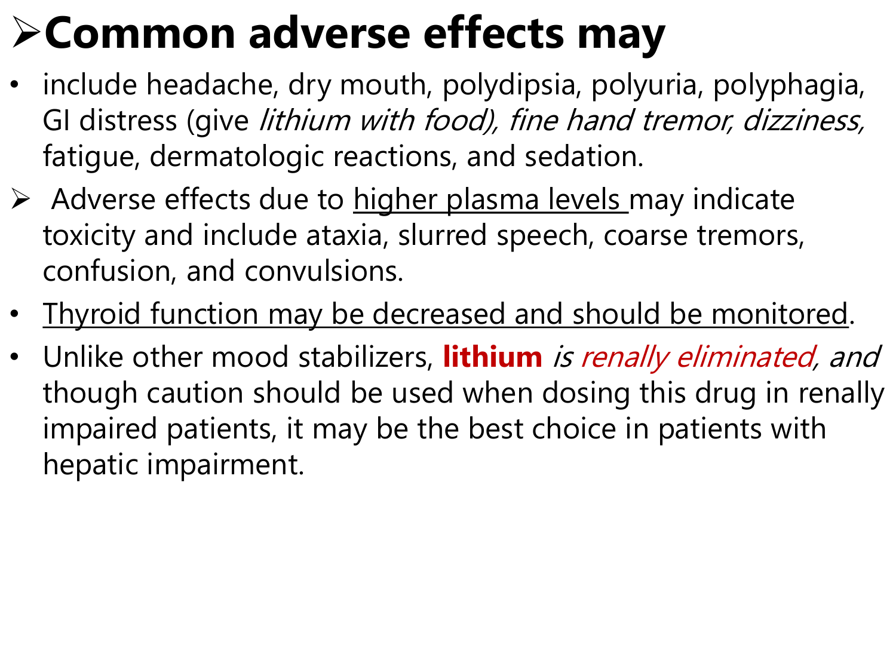# ➢Common adverse effects may

- include headache, dry mouth, polydipsia, polyuria, polyphagia, GI distress (give *lithium with food), fine hand tremor, dizziness,* fatigue, dermatologic reactions, and sedation.

➢ Adverse effects due to higher plasma levels may indicate toxicity and include ataxia, slurred speech, coarse tremors, confusion, and convulsions.

- Thyroid function may be decreased and should be monitored.
- Unlike other mood stabilizers, **lithium** *is renally eliminated, and* though caution should be used when dosing this drug in renally impaired patients, it may be the best choice in patients with hepatic impairment.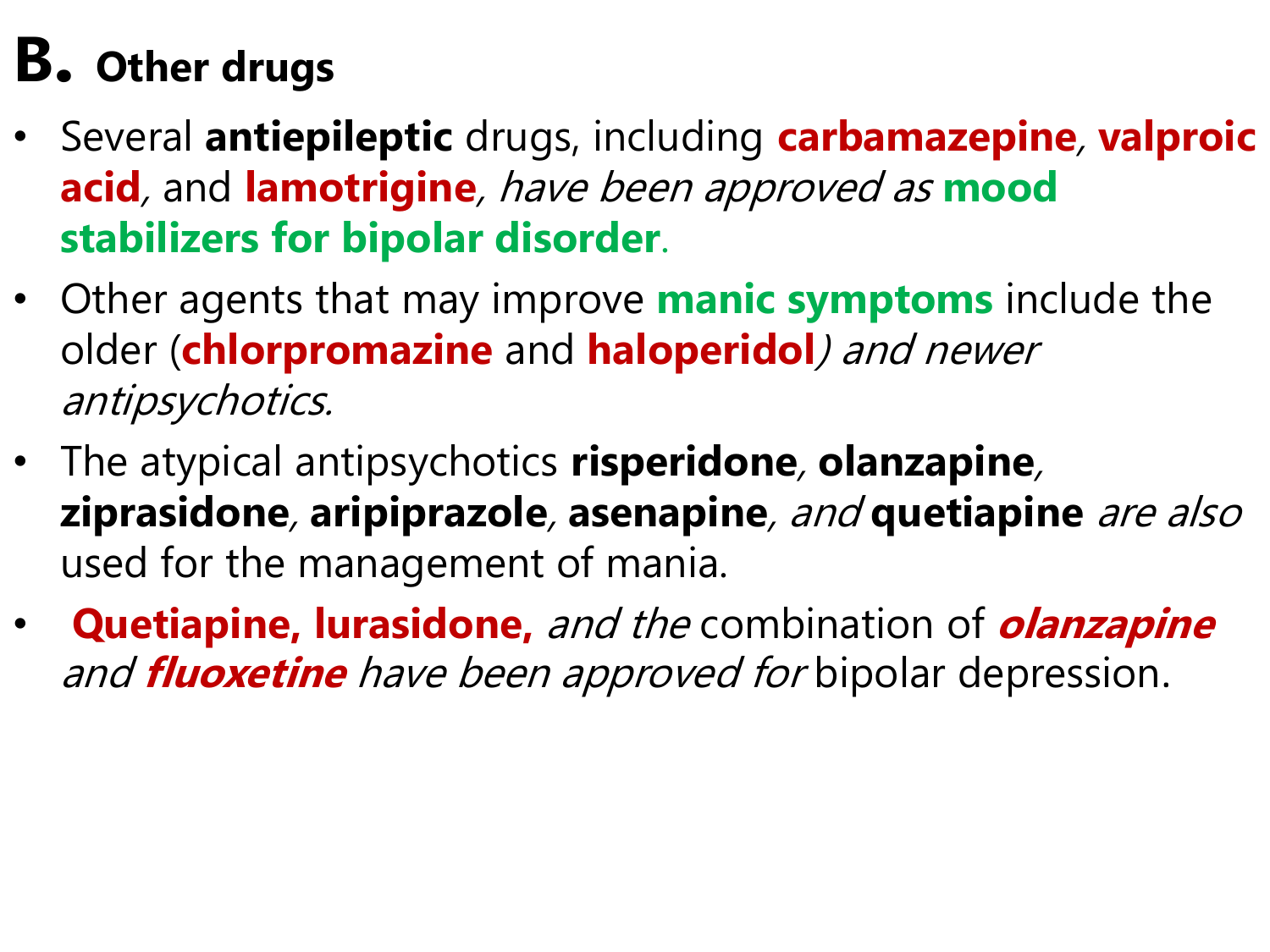# B. Other drugs

- Several **antiepileptic** drugs, including **carbamazepine**, **valproic acid**, and **lamotrigine**, *have been approved as* **mood stabilizers for bipolar disorder**.
- Other agents that may improve **manic symptoms** include the older (**chlorpromazine** and **haloperidol**) *and newer antipsychotics.*
- The atypical antipsychotics **risperidone**, **olanzapine**, **ziprasidone**, **aripiprazole**, **asenapine**, *and* **quetiapine** *are also* used for the management of mania.
- **Quetiapine, lurasidone,** *and the* combination of ***olanzapine*** *and* ***fluoxetine*** *have been approved for* bipolar depression.